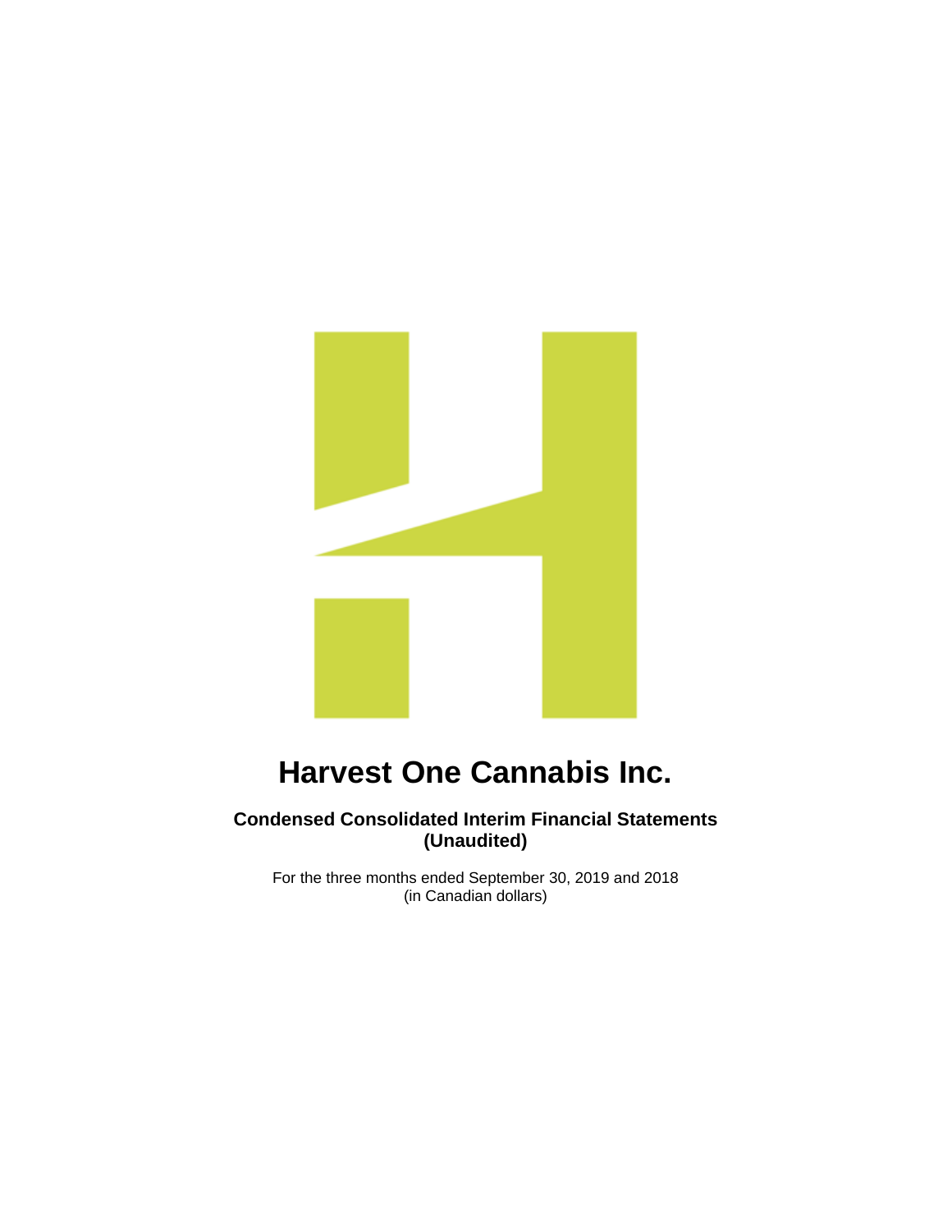# Harvest One Cannabis Inc.

**Condensed Consolidated Interim Financial Statements**
**(Unaudited)**

For the three months ended September 30, 2019 and 2018
(in Canadian dollars)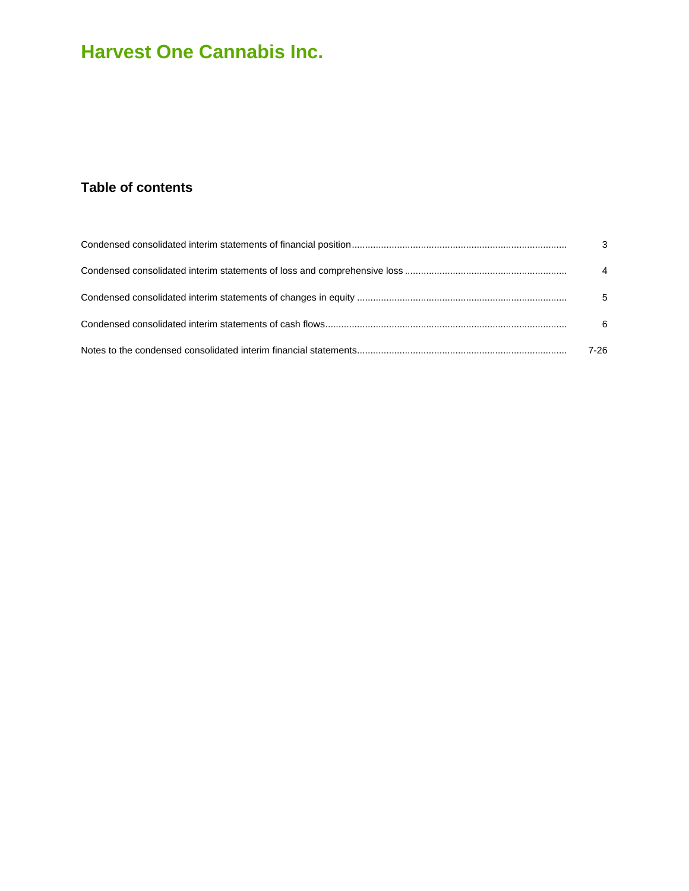# Harvest One Cannabis Inc.

## Table of contents

| | |
|---|---|
| Condensed consolidated interim statements of financial position | 3 |
| Condensed consolidated interim statements of loss and comprehensive loss | 4 |
| Condensed consolidated interim statements of changes in equity | 5 |
| Condensed consolidated interim statements of cash flows | 6 |
| Notes to the condensed consolidated interim financial statements | 7-26 |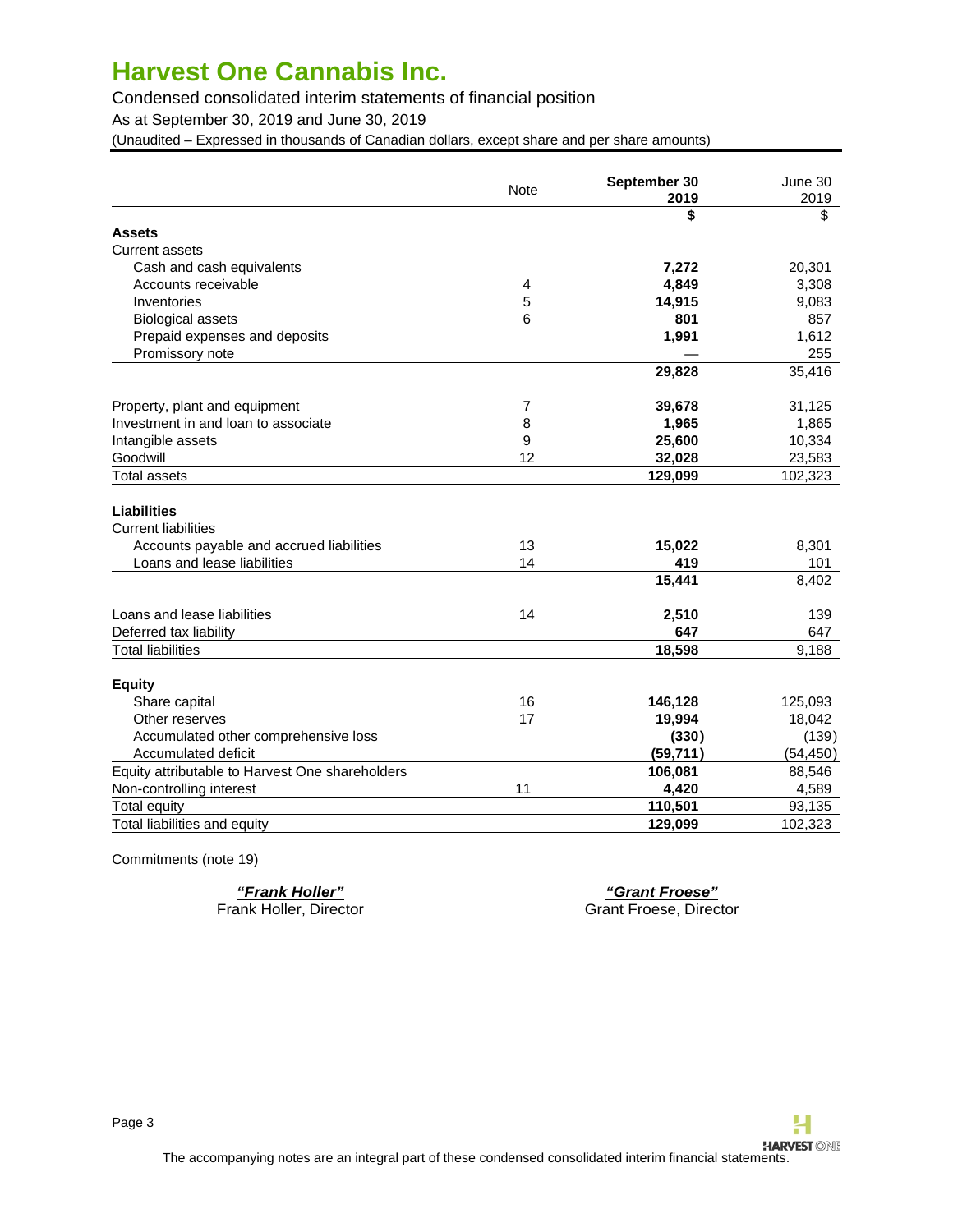# Harvest One Cannabis Inc.

Condensed consolidated interim statements of financial position

As at September 30, 2019 and June 30, 2019

(Unaudited – Expressed in thousands of Canadian dollars, except share and per share amounts)

| | Note | September 30 2019 | June 30 2019 |
|---|---|---|---|
| | | **$** | $ |
| **Assets** | | | |
| Current assets | | | |
| Cash and cash equivalents | | **7,272** | 20,301 |
| Accounts receivable | 4 | **4,849** | 3,308 |
| Inventories | 5 | **14,915** | 9,083 |
| Biological assets | 6 | **801** | 857 |
| Prepaid expenses and deposits | | **1,991** | 1,612 |
| Promissory note | | **—** | 255 |
| | | **29,828** | 35,416 |
| Property, plant and equipment | 7 | **39,678** | 31,125 |
| Investment in and loan to associate | 8 | **1,965** | 1,865 |
| Intangible assets | 9 | **25,600** | 10,334 |
| Goodwill | 12 | **32,028** | 23,583 |
| Total assets | | **129,099** | 102,323 |
| **Liabilities** | | | |
| Current liabilities | | | |
| Accounts payable and accrued liabilities | 13 | **15,022** | 8,301 |
| Loans and lease liabilities | 14 | **419** | 101 |
| | | **15,441** | 8,402 |
| Loans and lease liabilities | 14 | **2,510** | 139 |
| Deferred tax liability | | **647** | 647 |
| Total liabilities | | **18,598** | 9,188 |
| **Equity** | | | |
| Share capital | 16 | **146,128** | 125,093 |
| Other reserves | 17 | **19,994** | 18,042 |
| Accumulated other comprehensive loss | | **(330)** | (139) |
| Accumulated deficit | | **(59,711)** | (54,450) |
| Equity attributable to Harvest One shareholders | | **106,081** | 88,546 |
| Non-controlling interest | 11 | **4,420** | 4,589 |
| Total equity | | **110,501** | 93,135 |
| Total liabilities and equity | | **129,099** | 102,323 |

Commitments (note 19)

***"Frank Holler"***
Frank Holler, Director

***"Grant Froese"***
Grant Froese, Director

The accompanying notes are an integral part of these condensed consolidated interim financial statements.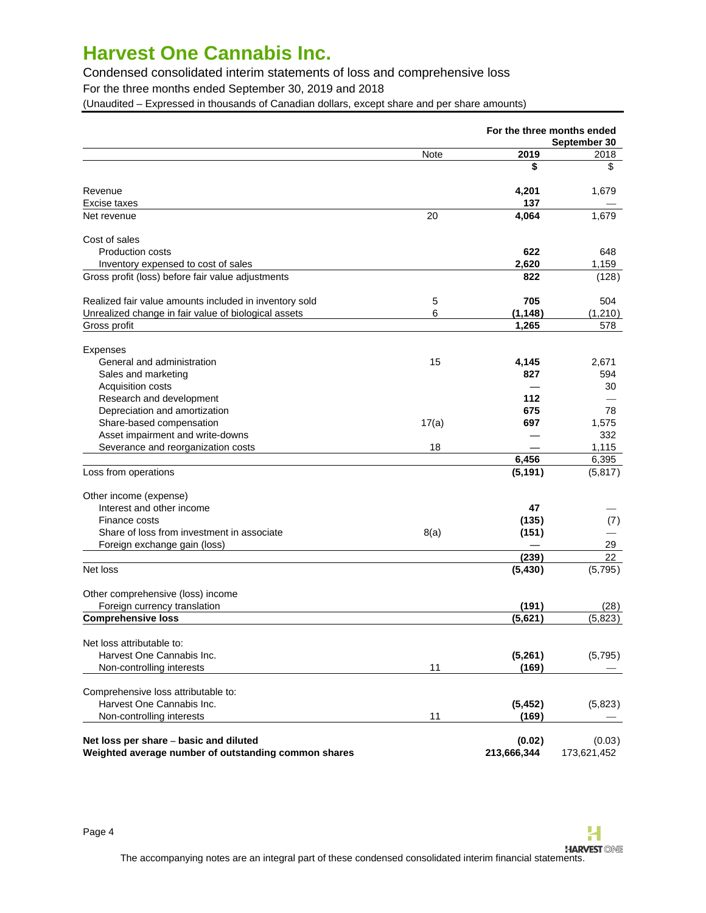# Harvest One Cannabis Inc.

Condensed consolidated interim statements of loss and comprehensive loss

For the three months ended September 30, 2019 and 2018

(Unaudited – Expressed in thousands of Canadian dollars, except share and per share amounts)

| | Note | For the three months ended September 30 2019 | 2018 |
|---|---|---|---|
| | | **$** | $ |
| Revenue | | **4,201** | 1,679 |
| Excise taxes | | **137** | — |
| Net revenue | 20 | **4,064** | 1,679 |
| Cost of sales | | | |
| Production costs | | **622** | 648 |
| Inventory expensed to cost of sales | | **2,620** | 1,159 |
| Gross profit (loss) before fair value adjustments | | **822** | (128) |
| Realized fair value amounts included in inventory sold | 5 | **705** | 504 |
| Unrealized change in fair value of biological assets | 6 | **(1,148)** | (1,210) |
| Gross profit | | **1,265** | 578 |
| Expenses | | | |
| General and administration | 15 | **4,145** | 2,671 |
| Sales and marketing | | **827** | 594 |
| Acquisition costs | | **—** | 30 |
| Research and development | | **112** | — |
| Depreciation and amortization | | **675** | 78 |
| Share-based compensation | 17(a) | **697** | 1,575 |
| Asset impairment and write-downs | | **—** | 332 |
| Severance and reorganization costs | 18 | **—** | 1,115 |
| | | **6,456** | 6,395 |
| Loss from operations | | **(5,191)** | (5,817) |
| Other income (expense) | | | |
| Interest and other income | | **47** | — |
| Finance costs | | **(135)** | (7) |
| Share of loss from investment in associate | 8(a) | **(151)** | — |
| Foreign exchange gain (loss) | | **—** | 29 |
| | | **(239)** | 22 |
| Net loss | | **(5,430)** | (5,795) |
| Other comprehensive (loss) income | | | |
| Foreign currency translation | | **(191)** | (28) |
| **Comprehensive loss** | | **(5,621)** | (5,823) |
| Net loss attributable to: | | | |
| Harvest One Cannabis Inc. | | **(5,261)** | (5,795) |
| Non-controlling interests | 11 | **(169)** | — |
| Comprehensive loss attributable to: | | | |
| Harvest One Cannabis Inc. | | **(5,452)** | (5,823) |
| Non-controlling interests | 11 | **(169)** | — |
| **Net loss per share – basic and diluted** | | **(0.02)** | (0.03) |
| **Weighted average number of outstanding common shares** | | **213,666,344** | 173,621,452 |

The accompanying notes are an integral part of these condensed consolidated interim financial statements.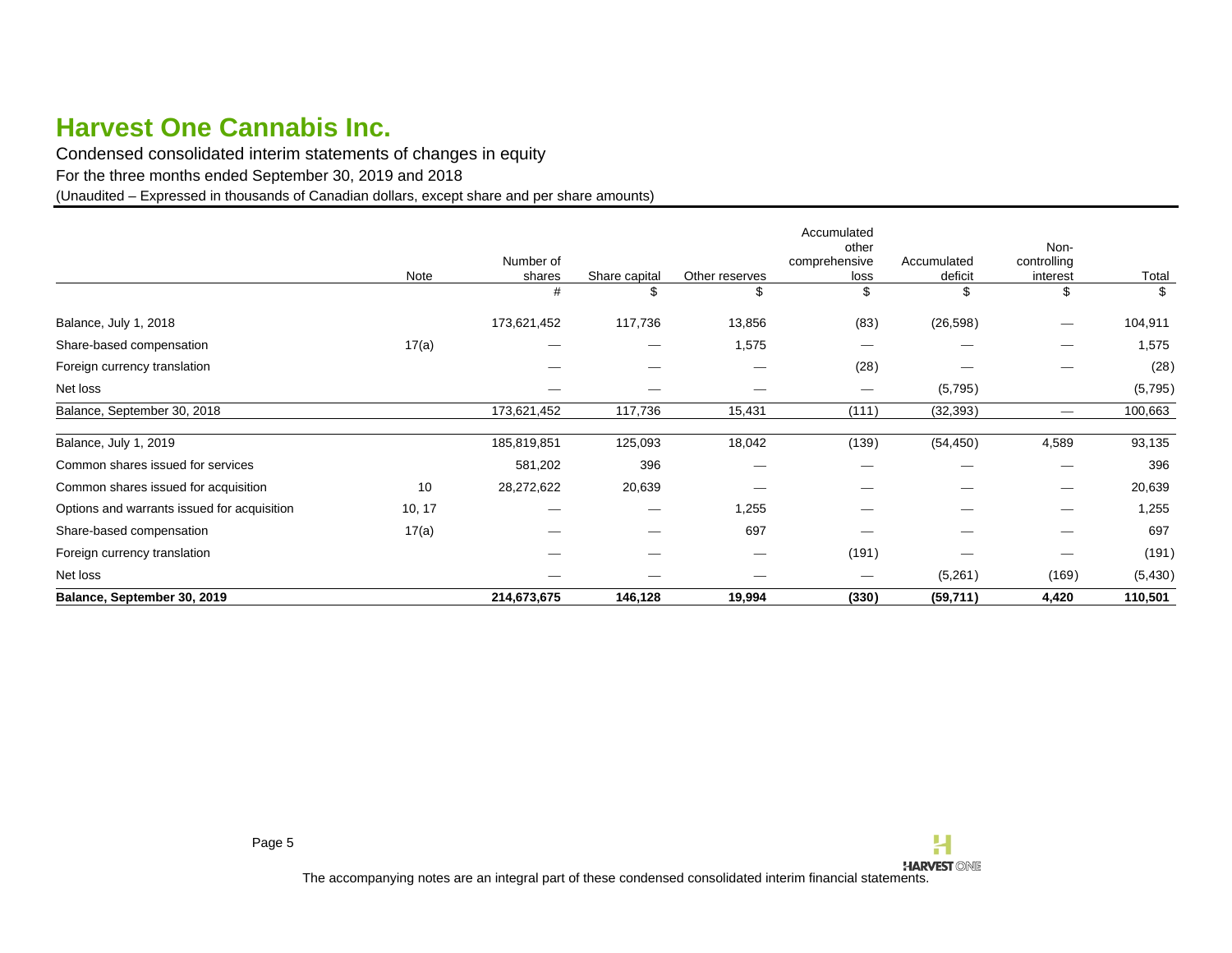# Harvest One Cannabis Inc.

Condensed consolidated interim statements of changes in equity

For the three months ended September 30, 2019 and 2018

(Unaudited – Expressed in thousands of Canadian dollars, except share and per share amounts)

| | Note | Number of shares | Share capital | Other reserves | Accumulated other comprehensive loss | Accumulated deficit | Non-controlling interest | Total |
|---|---|---|---|---|---|---|---|---|
| | | # | $ | $ | $ | $ | $ | $ |
| Balance, July 1, 2018 | | 173,621,452 | 117,736 | 13,856 | (83) | (26,598) | — | 104,911 |
| Share-based compensation | 17(a) | — | — | 1,575 | — | — | — | 1,575 |
| Foreign currency translation | | — | — | — | (28) | — | — | (28) |
| Net loss | | — | — | — | — | (5,795) | | (5,795) |
| Balance, September 30, 2018 | | 173,621,452 | 117,736 | 15,431 | (111) | (32,393) | — | 100,663 |
| Balance, July 1, 2019 | | 185,819,851 | 125,093 | 18,042 | (139) | (54,450) | 4,589 | 93,135 |
| Common shares issued for services | | 581,202 | 396 | — | — | — | — | 396 |
| Common shares issued for acquisition | 10 | 28,272,622 | 20,639 | — | — | — | — | 20,639 |
| Options and warrants issued for acquisition | 10, 17 | — | — | 1,255 | — | — | — | 1,255 |
| Share-based compensation | 17(a) | — | — | 697 | — | — | — | 697 |
| Foreign currency translation | | — | — | — | (191) | — | — | (191) |
| Net loss | | — | — | — | — | (5,261) | (169) | (5,430) |
| **Balance, September 30, 2019** | | **214,673,675** | **146,128** | **19,994** | **(330)** | **(59,711)** | **4,420** | **110,501** |

The accompanying notes are an integral part of these condensed consolidated interim financial statements.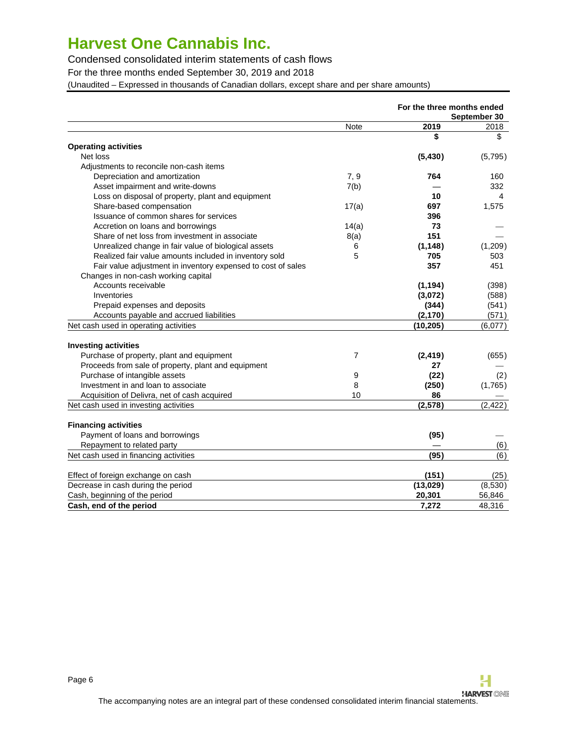# Harvest One Cannabis Inc.

Condensed consolidated interim statements of cash flows

For the three months ended September 30, 2019 and 2018

(Unaudited – Expressed in thousands of Canadian dollars, except share and per share amounts)

| | Note | For the three months ended September 30 | |
|---|---|---|---|
| | | **2019** | 2018 |
| | | **$** | $ |
| **Operating activities** | | | |
| Net loss | | **(5,430)** | (5,795) |
| Adjustments to reconcile non-cash items | | | |
| Depreciation and amortization | 7, 9 | **764** | 160 |
| Asset impairment and write-downs | 7(b) | **—** | 332 |
| Loss on disposal of property, plant and equipment | | **10** | 4 |
| Share-based compensation | 17(a) | **697** | 1,575 |
| Issuance of common shares for services | | **396** | |
| Accretion on loans and borrowings | 14(a) | **73** | — |
| Share of net loss from investment in associate | 8(a) | **151** | — |
| Unrealized change in fair value of biological assets | 6 | **(1,148)** | (1,209) |
| Realized fair value amounts included in inventory sold | 5 | **705** | 503 |
| Fair value adjustment in inventory expensed to cost of sales | | **357** | 451 |
| Changes in non-cash working capital | | | |
| Accounts receivable | | **(1,194)** | (398) |
| Inventories | | **(3,072)** | (588) |
| Prepaid expenses and deposits | | **(344)** | (541) |
| Accounts payable and accrued liabilities | | **(2,170)** | (571) |
| Net cash used in operating activities | | **(10,205)** | (6,077) |
| **Investing activities** | | | |
| Purchase of property, plant and equipment | 7 | **(2,419)** | (655) |
| Proceeds from sale of property, plant and equipment | | **27** | — |
| Purchase of intangible assets | 9 | **(22)** | (2) |
| Investment in and loan to associate | 8 | **(250)** | (1,765) |
| Acquisition of Delivra, net of cash acquired | 10 | **86** | — |
| Net cash used in investing activities | | **(2,578)** | (2,422) |
| **Financing activities** | | | |
| Payment of loans and borrowings | | **(95)** | — |
| Repayment to related party | | **—** | (6) |
| Net cash used in financing activities | | **(95)** | (6) |
| Effect of foreign exchange on cash | | **(151)** | (25) |
| Decrease in cash during the period | | **(13,029)** | (8,530) |
| Cash, beginning of the period | | **20,301** | 56,846 |
| **Cash, end of the period** | | **7,272** | 48,316 |

The accompanying notes are an integral part of these condensed consolidated interim financial statements.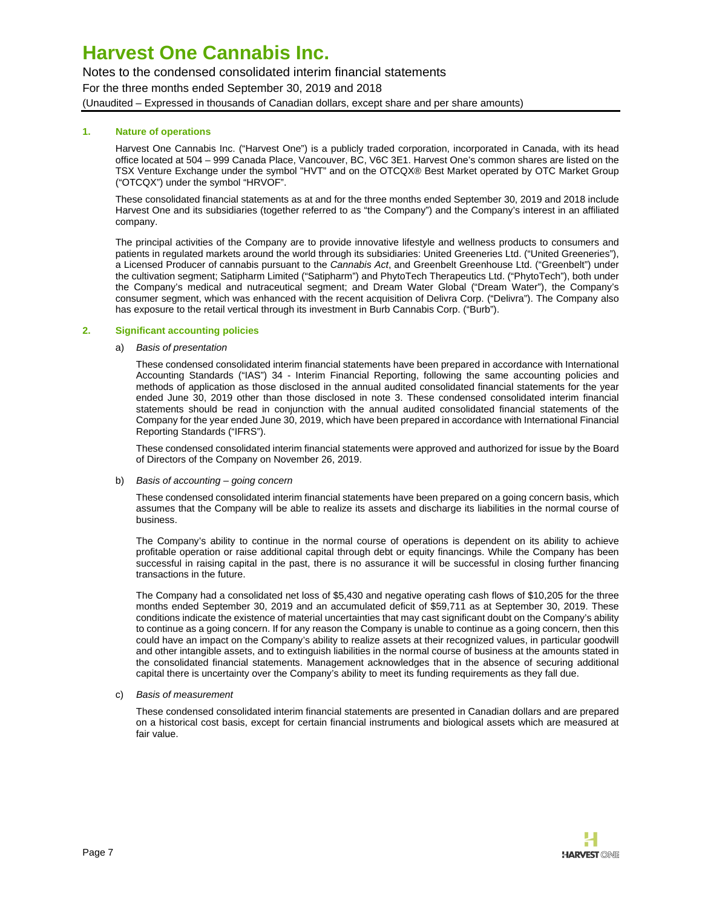## 1. Nature of operations

Harvest One Cannabis Inc. ("Harvest One") is a publicly traded corporation, incorporated in Canada, with its head office located at 504 – 999 Canada Place, Vancouver, BC, V6C 3E1. Harvest One's common shares are listed on the TSX Venture Exchange under the symbol "HVT" and on the OTCQX® Best Market operated by OTC Market Group ("OTCQX") under the symbol "HRVOF".

These consolidated financial statements as at and for the three months ended September 30, 2019 and 2018 include Harvest One and its subsidiaries (together referred to as "the Company") and the Company's interest in an affiliated company.

The principal activities of the Company are to provide innovative lifestyle and wellness products to consumers and patients in regulated markets around the world through its subsidiaries: United Greeneries Ltd. ("United Greeneries"), a Licensed Producer of cannabis pursuant to the *Cannabis Act*, and Greenbelt Greenhouse Ltd. ("Greenbelt") under the cultivation segment; Satipharm Limited ("Satipharm") and PhytoTech Therapeutics Ltd. ("PhytoTech"), both under the Company's medical and nutraceutical segment; and Dream Water Global ("Dream Water"), the Company's consumer segment, which was enhanced with the recent acquisition of Delivra Corp. ("Delivra"). The Company also has exposure to the retail vertical through its investment in Burb Cannabis Corp. ("Burb").

## 2. Significant accounting policies

a) *Basis of presentation*

These condensed consolidated interim financial statements have been prepared in accordance with International Accounting Standards ("IAS") 34 - Interim Financial Reporting, following the same accounting policies and methods of application as those disclosed in the annual audited consolidated financial statements for the year ended June 30, 2019 other than those disclosed in note 3. These condensed consolidated interim financial statements should be read in conjunction with the annual audited consolidated financial statements of the Company for the year ended June 30, 2019, which have been prepared in accordance with International Financial Reporting Standards ("IFRS").

These condensed consolidated interim financial statements were approved and authorized for issue by the Board of Directors of the Company on November 26, 2019.

b) *Basis of accounting – going concern*

These condensed consolidated interim financial statements have been prepared on a going concern basis, which assumes that the Company will be able to realize its assets and discharge its liabilities in the normal course of business.

The Company's ability to continue in the normal course of operations is dependent on its ability to achieve profitable operation or raise additional capital through debt or equity financings. While the Company has been successful in raising capital in the past, there is no assurance it will be successful in closing further financing transactions in the future.

The Company had a consolidated net loss of $5,430 and negative operating cash flows of $10,205 for the three months ended September 30, 2019 and an accumulated deficit of $59,711 as at September 30, 2019. These conditions indicate the existence of material uncertainties that may cast significant doubt on the Company's ability to continue as a going concern. If for any reason the Company is unable to continue as a going concern, then this could have an impact on the Company's ability to realize assets at their recognized values, in particular goodwill and other intangible assets, and to extinguish liabilities in the normal course of business at the amounts stated in the consolidated financial statements. Management acknowledges that in the absence of securing additional capital there is uncertainty over the Company's ability to meet its funding requirements as they fall due.

c) *Basis of measurement*

These condensed consolidated interim financial statements are presented in Canadian dollars and are prepared on a historical cost basis, except for certain financial instruments and biological assets which are measured at fair value.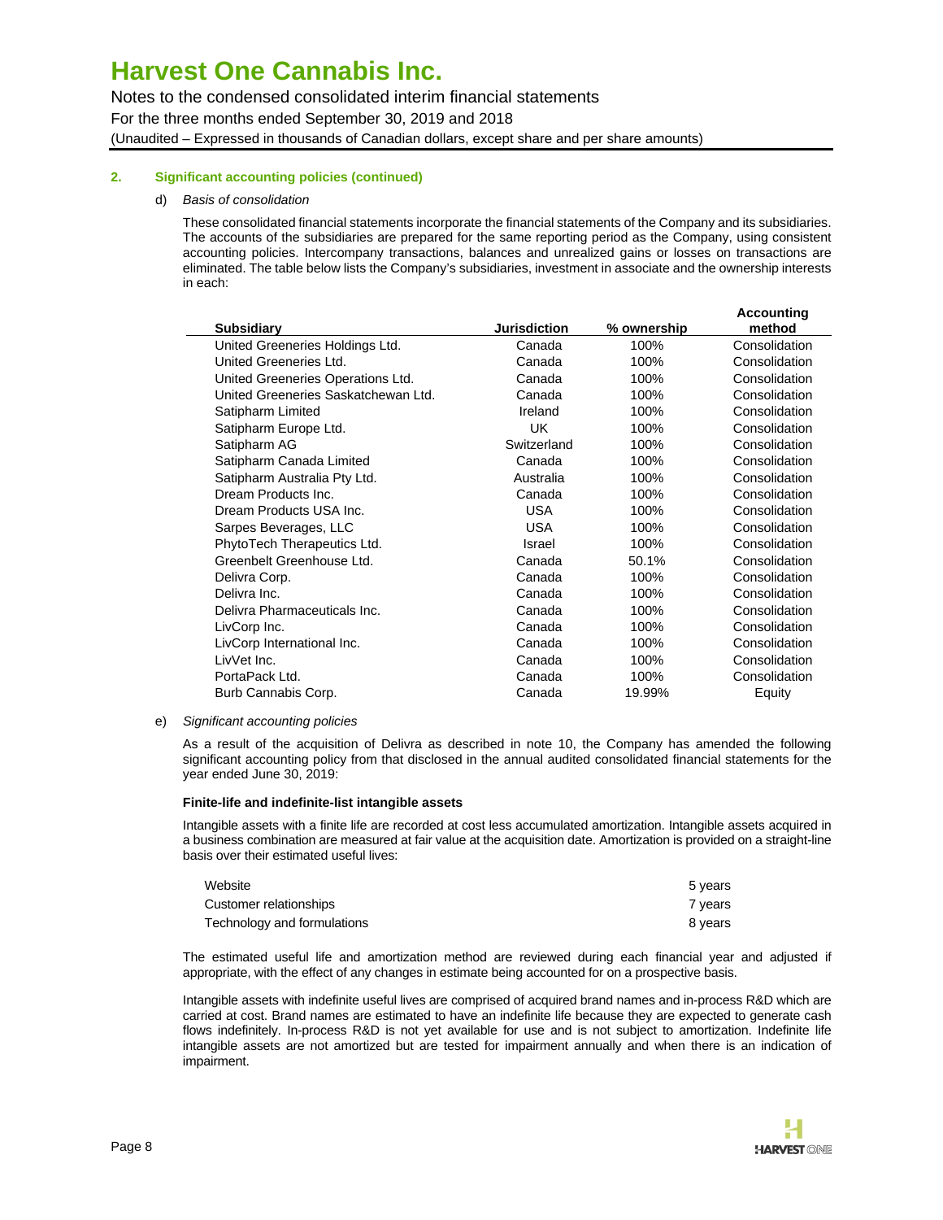## 2. Significant accounting policies (continued)

d) *Basis of consolidation*

These consolidated financial statements incorporate the financial statements of the Company and its subsidiaries. The accounts of the subsidiaries are prepared for the same reporting period as the Company, using consistent accounting policies. Intercompany transactions, balances and unrealized gains or losses on transactions are eliminated. The table below lists the Company's subsidiaries, investment in associate and the ownership interests in each:

| Subsidiary | Jurisdiction | % ownership | Accounting method |
|---|---|---|---|
| United Greeneries Holdings Ltd. | Canada | 100% | Consolidation |
| United Greeneries Ltd. | Canada | 100% | Consolidation |
| United Greeneries Operations Ltd. | Canada | 100% | Consolidation |
| United Greeneries Saskatchewan Ltd. | Canada | 100% | Consolidation |
| Satipharm Limited | Ireland | 100% | Consolidation |
| Satipharm Europe Ltd. | UK | 100% | Consolidation |
| Satipharm AG | Switzerland | 100% | Consolidation |
| Satipharm Canada Limited | Canada | 100% | Consolidation |
| Satipharm Australia Pty Ltd. | Australia | 100% | Consolidation |
| Dream Products Inc. | Canada | 100% | Consolidation |
| Dream Products USA Inc. | USA | 100% | Consolidation |
| Sarpes Beverages, LLC | USA | 100% | Consolidation |
| PhytoTech Therapeutics Ltd. | Israel | 100% | Consolidation |
| Greenbelt Greenhouse Ltd. | Canada | 50.1% | Consolidation |
| Delivra Corp. | Canada | 100% | Consolidation |
| Delivra Inc. | Canada | 100% | Consolidation |
| Delivra Pharmaceuticals Inc. | Canada | 100% | Consolidation |
| LivCorp Inc. | Canada | 100% | Consolidation |
| LivCorp International Inc. | Canada | 100% | Consolidation |
| LivVet Inc. | Canada | 100% | Consolidation |
| PortaPack Ltd. | Canada | 100% | Consolidation |
| Burb Cannabis Corp. | Canada | 19.99% | Equity |

e) *Significant accounting policies*

As a result of the acquisition of Delivra as described in note 10, the Company has amended the following significant accounting policy from that disclosed in the annual audited consolidated financial statements for the year ended June 30, 2019:

**Finite-life and indefinite-list intangible assets**

Intangible assets with a finite life are recorded at cost less accumulated amortization. Intangible assets acquired in a business combination are measured at fair value at the acquisition date. Amortization is provided on a straight-line basis over their estimated useful lives:

| | |
|---|---|
| Website | 5 years |
| Customer relationships | 7 years |
| Technology and formulations | 8 years |

The estimated useful life and amortization method are reviewed during each financial year and adjusted if appropriate, with the effect of any changes in estimate being accounted for on a prospective basis.

Intangible assets with indefinite useful lives are comprised of acquired brand names and in-process R&D which are carried at cost. Brand names are estimated to have an indefinite life because they are expected to generate cash flows indefinitely. In-process R&D is not yet available for use and is not subject to amortization. Indefinite life intangible assets are not amortized but are tested for impairment annually and when there is an indication of impairment.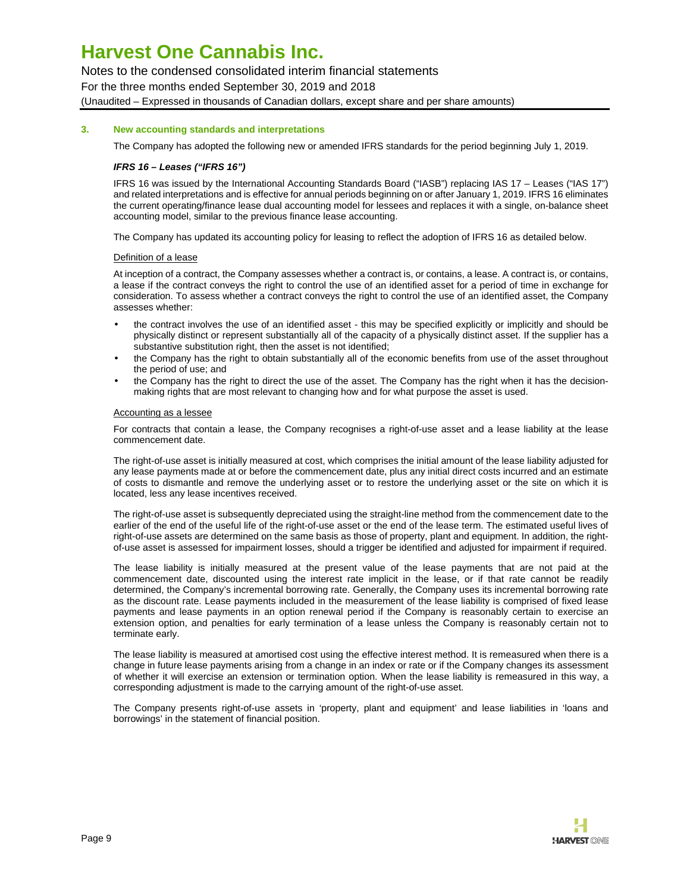### 3. New accounting standards and interpretations

The Company has adopted the following new or amended IFRS standards for the period beginning July 1, 2019.

#### *IFRS 16 – Leases ("IFRS 16")*

IFRS 16 was issued by the International Accounting Standards Board ("IASB") replacing IAS 17 – Leases ("IAS 17") and related interpretations and is effective for annual periods beginning on or after January 1, 2019. IFRS 16 eliminates the current operating/finance lease dual accounting model for lessees and replaces it with a single, on-balance sheet accounting model, similar to the previous finance lease accounting.

The Company has updated its accounting policy for leasing to reflect the adoption of IFRS 16 as detailed below.

Definition of a lease

At inception of a contract, the Company assesses whether a contract is, or contains, a lease. A contract is, or contains, a lease if the contract conveys the right to control the use of an identified asset for a period of time in exchange for consideration. To assess whether a contract conveys the right to control the use of an identified asset, the Company assesses whether:

- the contract involves the use of an identified asset - this may be specified explicitly or implicitly and should be physically distinct or represent substantially all of the capacity of a physically distinct asset. If the supplier has a substantive substitution right, then the asset is not identified;
- the Company has the right to obtain substantially all of the economic benefits from use of the asset throughout the period of use; and
- the Company has the right to direct the use of the asset. The Company has the right when it has the decision-making rights that are most relevant to changing how and for what purpose the asset is used.

Accounting as a lessee

For contracts that contain a lease, the Company recognises a right-of-use asset and a lease liability at the lease commencement date.

The right-of-use asset is initially measured at cost, which comprises the initial amount of the lease liability adjusted for any lease payments made at or before the commencement date, plus any initial direct costs incurred and an estimate of costs to dismantle and remove the underlying asset or to restore the underlying asset or the site on which it is located, less any lease incentives received.

The right-of-use asset is subsequently depreciated using the straight-line method from the commencement date to the earlier of the end of the useful life of the right-of-use asset or the end of the lease term. The estimated useful lives of right-of-use assets are determined on the same basis as those of property, plant and equipment. In addition, the right-of-use asset is assessed for impairment losses, should a trigger be identified and adjusted for impairment if required.

The lease liability is initially measured at the present value of the lease payments that are not paid at the commencement date, discounted using the interest rate implicit in the lease, or if that rate cannot be readily determined, the Company's incremental borrowing rate. Generally, the Company uses its incremental borrowing rate as the discount rate. Lease payments included in the measurement of the lease liability is comprised of fixed lease payments and lease payments in an option renewal period if the Company is reasonably certain to exercise an extension option, and penalties for early termination of a lease unless the Company is reasonably certain not to terminate early.

The lease liability is measured at amortised cost using the effective interest method. It is remeasured when there is a change in future lease payments arising from a change in an index or rate or if the Company changes its assessment of whether it will exercise an extension or termination option. When the lease liability is remeasured in this way, a corresponding adjustment is made to the carrying amount of the right-of-use asset.

The Company presents right-of-use assets in 'property, plant and equipment' and lease liabilities in 'loans and borrowings' in the statement of financial position.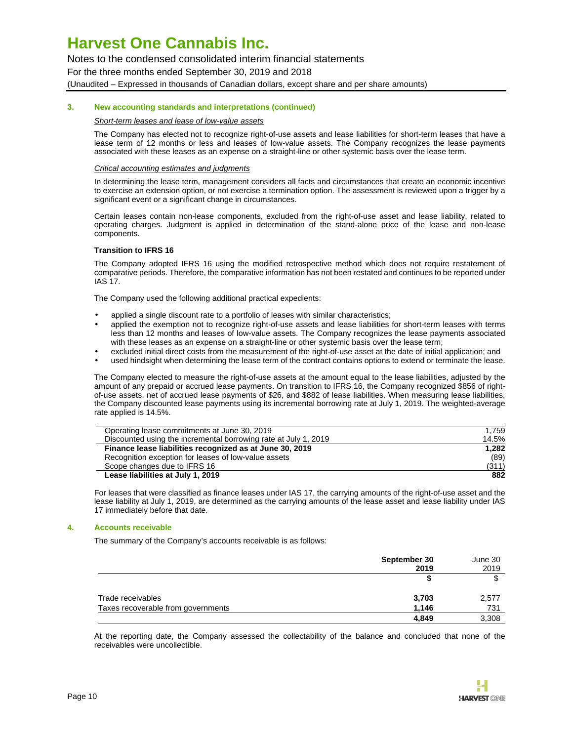### 3. New accounting standards and interpretations (continued)

*Short-term leases and lease of low-value assets*

The Company has elected not to recognize right-of-use assets and lease liabilities for short-term leases that have a lease term of 12 months or less and leases of low-value assets. The Company recognizes the lease payments associated with these leases as an expense on a straight-line or other systemic basis over the lease term.

*Critical accounting estimates and judgments*

In determining the lease term, management considers all facts and circumstances that create an economic incentive to exercise an extension option, or not exercise a termination option. The assessment is reviewed upon a trigger by a significant event or a significant change in circumstances.

Certain leases contain non-lease components, excluded from the right-of-use asset and lease liability, related to operating charges. Judgment is applied in determination of the stand-alone price of the lease and non-lease components.

**Transition to IFRS 16**

The Company adopted IFRS 16 using the modified retrospective method which does not require restatement of comparative periods. Therefore, the comparative information has not been restated and continues to be reported under IAS 17.

The Company used the following additional practical expedients:

- applied a single discount rate to a portfolio of leases with similar characteristics;
- applied the exemption not to recognize right-of-use assets and lease liabilities for short-term leases with terms less than 12 months and leases of low-value assets. The Company recognizes the lease payments associated with these leases as an expense on a straight-line or other systemic basis over the lease term;
- excluded initial direct costs from the measurement of the right-of-use asset at the date of initial application; and
- used hindsight when determining the lease term of the contract contains options to extend or terminate the lease.

The Company elected to measure the right-of-use assets at the amount equal to the lease liabilities, adjusted by the amount of any prepaid or accrued lease payments. On transition to IFRS 16, the Company recognized $856 of right-of-use assets, net of accrued lease payments of $26, and $882 of lease liabilities. When measuring lease liabilities, the Company discounted lease payments using its incremental borrowing rate at July 1, 2019. The weighted-average rate applied is 14.5%.

| | |
|---|---|
| Operating lease commitments at June 30, 2019 | 1,759 |
| Discounted using the incremental borrowing rate at July 1, 2019 | 14.5% |
| **Finance lease liabilities recognized as at June 30, 2019** | **1,282** |
| Recognition exception for leases of low-value assets | (89) |
| Scope changes due to IFRS 16 | (311) |
| **Lease liabilities at July 1, 2019** | **882** |

For leases that were classified as finance leases under IAS 17, the carrying amounts of the right-of-use asset and the lease liability at July 1, 2019, are determined as the carrying amounts of the lease asset and lease liability under IAS 17 immediately before that date.

### 4. Accounts receivable

The summary of the Company's accounts receivable is as follows:

| | **September 30 2019** | June 30 2019 |
|---|---|---|
| | **$** | $ |
| Trade receivables | **3,703** | 2,577 |
| Taxes recoverable from governments | **1,146** | 731 |
| | **4,849** | 3,308 |

At the reporting date, the Company assessed the collectability of the balance and concluded that none of the receivables were uncollectible.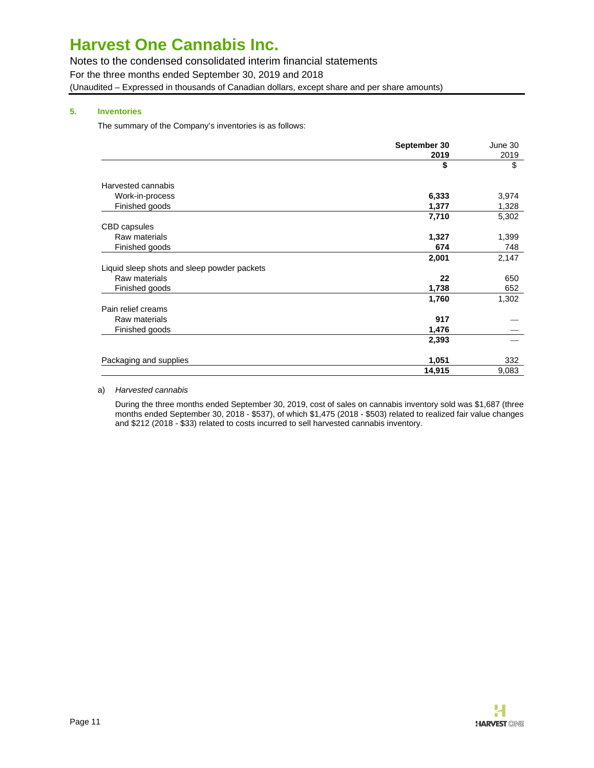## 5. Inventories

The summary of the Company's inventories is as follows:

| | **September 30 2019** | June 30 2019 |
|---|---|---|
| | **$** | $ |
| Harvested cannabis | | |
| Work-in-process | **6,333** | 3,974 |
| Finished goods | **1,377** | 1,328 |
| | **7,710** | 5,302 |
| CBD capsules | | |
| Raw materials | **1,327** | 1,399 |
| Finished goods | **674** | 748 |
| | **2,001** | 2,147 |
| Liquid sleep shots and sleep powder packets | | |
| Raw materials | **22** | 650 |
| Finished goods | **1,738** | 652 |
| | **1,760** | 1,302 |
| Pain relief creams | | |
| Raw materials | **917** | — |
| Finished goods | **1,476** | — |
| | **2,393** | — |
| Packaging and supplies | **1,051** | 332 |
| | **14,915** | 9,083 |

a) *Harvested cannabis*

During the three months ended September 30, 2019, cost of sales on cannabis inventory sold was $1,687 (three months ended September 30, 2018 - $537), of which $1,475 (2018 - $503) related to realized fair value changes and $212 (2018 - $33) related to costs incurred to sell harvested cannabis inventory.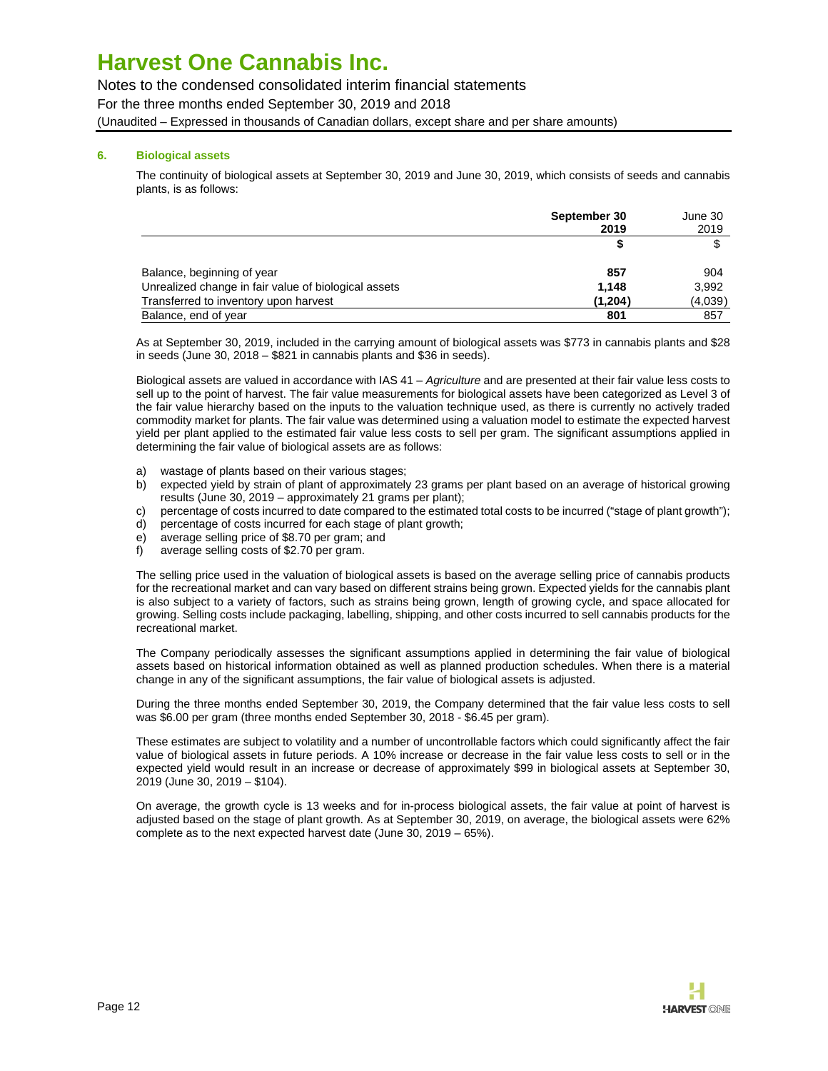# Harvest One Cannabis Inc.

Notes to the condensed consolidated interim financial statements
For the three months ended September 30, 2019 and 2018
(Unaudited – Expressed in thousands of Canadian dollars, except share and per share amounts)

## 6. Biological assets

The continuity of biological assets at September 30, 2019 and June 30, 2019, which consists of seeds and cannabis plants, is as follows:

| | **September 30 2019** | June 30 2019 |
|---|---|---|
| | **$** | $ |
| Balance, beginning of year | **857** | 904 |
| Unrealized change in fair value of biological assets | **1,148** | 3,992 |
| Transferred to inventory upon harvest | **(1,204)** | (4,039) |
| Balance, end of year | **801** | 857 |

As at September 30, 2019, included in the carrying amount of biological assets was $773 in cannabis plants and $28 in seeds (June 30, 2018 – $821 in cannabis plants and $36 in seeds).

Biological assets are valued in accordance with IAS 41 – *Agriculture* and are presented at their fair value less costs to sell up to the point of harvest. The fair value measurements for biological assets have been categorized as Level 3 of the fair value hierarchy based on the inputs to the valuation technique used, as there is currently no actively traded commodity market for plants. The fair value was determined using a valuation model to estimate the expected harvest yield per plant applied to the estimated fair value less costs to sell per gram. The significant assumptions applied in determining the fair value of biological assets are as follows:

a) wastage of plants based on their various stages;
b) expected yield by strain of plant of approximately 23 grams per plant based on an average of historical growing results (June 30, 2019 – approximately 21 grams per plant);
c) percentage of costs incurred to date compared to the estimated total costs to be incurred ("stage of plant growth");
d) percentage of costs incurred for each stage of plant growth;
e) average selling price of $8.70 per gram; and
f) average selling costs of $2.70 per gram.

The selling price used in the valuation of biological assets is based on the average selling price of cannabis products for the recreational market and can vary based on different strains being grown. Expected yields for the cannabis plant is also subject to a variety of factors, such as strains being grown, length of growing cycle, and space allocated for growing. Selling costs include packaging, labelling, shipping, and other costs incurred to sell cannabis products for the recreational market.

The Company periodically assesses the significant assumptions applied in determining the fair value of biological assets based on historical information obtained as well as planned production schedules. When there is a material change in any of the significant assumptions, the fair value of biological assets is adjusted.

During the three months ended September 30, 2019, the Company determined that the fair value less costs to sell was $6.00 per gram (three months ended September 30, 2018 - $6.45 per gram).

These estimates are subject to volatility and a number of uncontrollable factors which could significantly affect the fair value of biological assets in future periods. A 10% increase or decrease in the fair value less costs to sell or in the expected yield would result in an increase or decrease of approximately $99 in biological assets at September 30, 2019 (June 30, 2019 – $104).

On average, the growth cycle is 13 weeks and for in-process biological assets, the fair value at point of harvest is adjusted based on the stage of plant growth. As at September 30, 2019, on average, the biological assets were 62% complete as to the next expected harvest date (June 30, 2019 – 65%).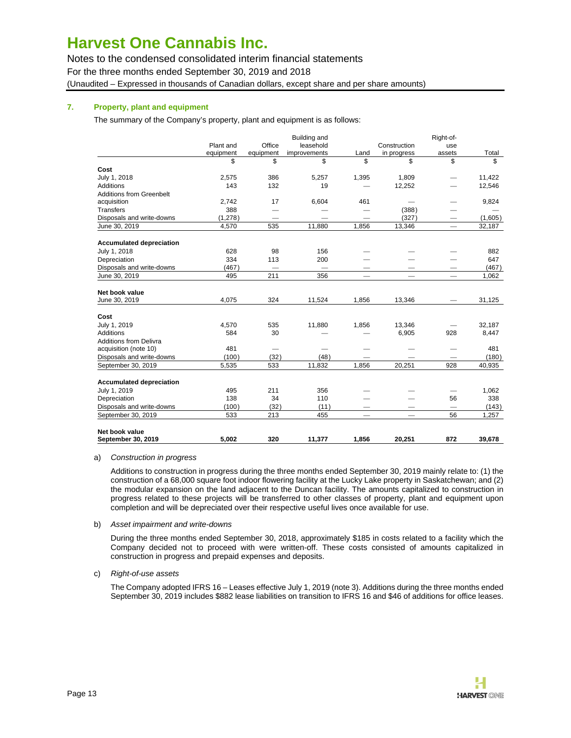## 7. Property, plant and equipment

The summary of the Company's property, plant and equipment is as follows:

| | Plant and equipment | Office equipment | Building and leasehold improvements | Land | Construction in progress | Right-of-use assets | Total |
|---|---|---|---|---|---|---|---|
| | $ | $ | $ | $ | $ | $ | $ |
| **Cost** | | | | | | | |
| July 1, 2018 | 2,575 | 386 | 5,257 | 1,395 | 1,809 | — | 11,422 |
| Additions | 143 | 132 | 19 | — | 12,252 | — | 12,546 |
| Additions from Greenbelt acquisition | 2,742 | 17 | 6,604 | 461 | — | — | 9,824 |
| Transfers | 388 | — | — | — | (388) | — | — |
| Disposals and write-downs | (1,278) | — | — | — | (327) | — | (1,605) |
| June 30, 2019 | 4,570 | 535 | 11,880 | 1,856 | 13,346 | — | 32,187 |
| **Accumulated depreciation** | | | | | | | |
| July 1, 2018 | 628 | 98 | 156 | — | — | — | 882 |
| Depreciation | 334 | 113 | 200 | — | — | — | 647 |
| Disposals and write-downs | (467) | — | — | — | — | — | (467) |
| June 30, 2019 | 495 | 211 | 356 | — | — | — | 1,062 |
| **Net book value** | | | | | | | |
| June 30, 2019 | 4,075 | 324 | 11,524 | 1,856 | 13,346 | — | 31,125 |
| **Cost** | | | | | | | |
| July 1, 2019 | 4,570 | 535 | 11,880 | 1,856 | 13,346 | — | 32,187 |
| Additions | 584 | 30 | — | — | 6,905 | 928 | 8,447 |
| Additions from Delivra acquisition (note 10) | 481 | — | — | — | — | — | 481 |
| Disposals and write-downs | (100) | (32) | (48) | — | — | — | (180) |
| September 30, 2019 | 5,535 | 533 | 11,832 | 1,856 | 20,251 | 928 | 40,935 |
| **Accumulated depreciation** | | | | | | | |
| July 1, 2019 | 495 | 211 | 356 | — | — | — | 1,062 |
| Depreciation | 138 | 34 | 110 | — | — | 56 | 338 |
| Disposals and write-downs | (100) | (32) | (11) | — | — | — | (143) |
| September 30, 2019 | 533 | 213 | 455 | — | — | 56 | 1,257 |
| **Net book value** | | | | | | | |
| **September 30, 2019** | **5,002** | **320** | **11,377** | **1,856** | **20,251** | **872** | **39,678** |

a) *Construction in progress*

Additions to construction in progress during the three months ended September 30, 2019 mainly relate to: (1) the construction of a 68,000 square foot indoor flowering facility at the Lucky Lake property in Saskatchewan; and (2) the modular expansion on the land adjacent to the Duncan facility. The amounts capitalized to construction in progress related to these projects will be transferred to other classes of property, plant and equipment upon completion and will be depreciated over their respective useful lives once available for use.

b) *Asset impairment and write-downs*

During the three months ended September 30, 2018, approximately $185 in costs related to a facility which the Company decided not to proceed with were written-off. These costs consisted of amounts capitalized in construction in progress and prepaid expenses and deposits.

c) *Right-of-use assets*

The Company adopted IFRS 16 – Leases effective July 1, 2019 (note 3). Additions during the three months ended September 30, 2019 includes $882 lease liabilities on transition to IFRS 16 and $46 of additions for office leases.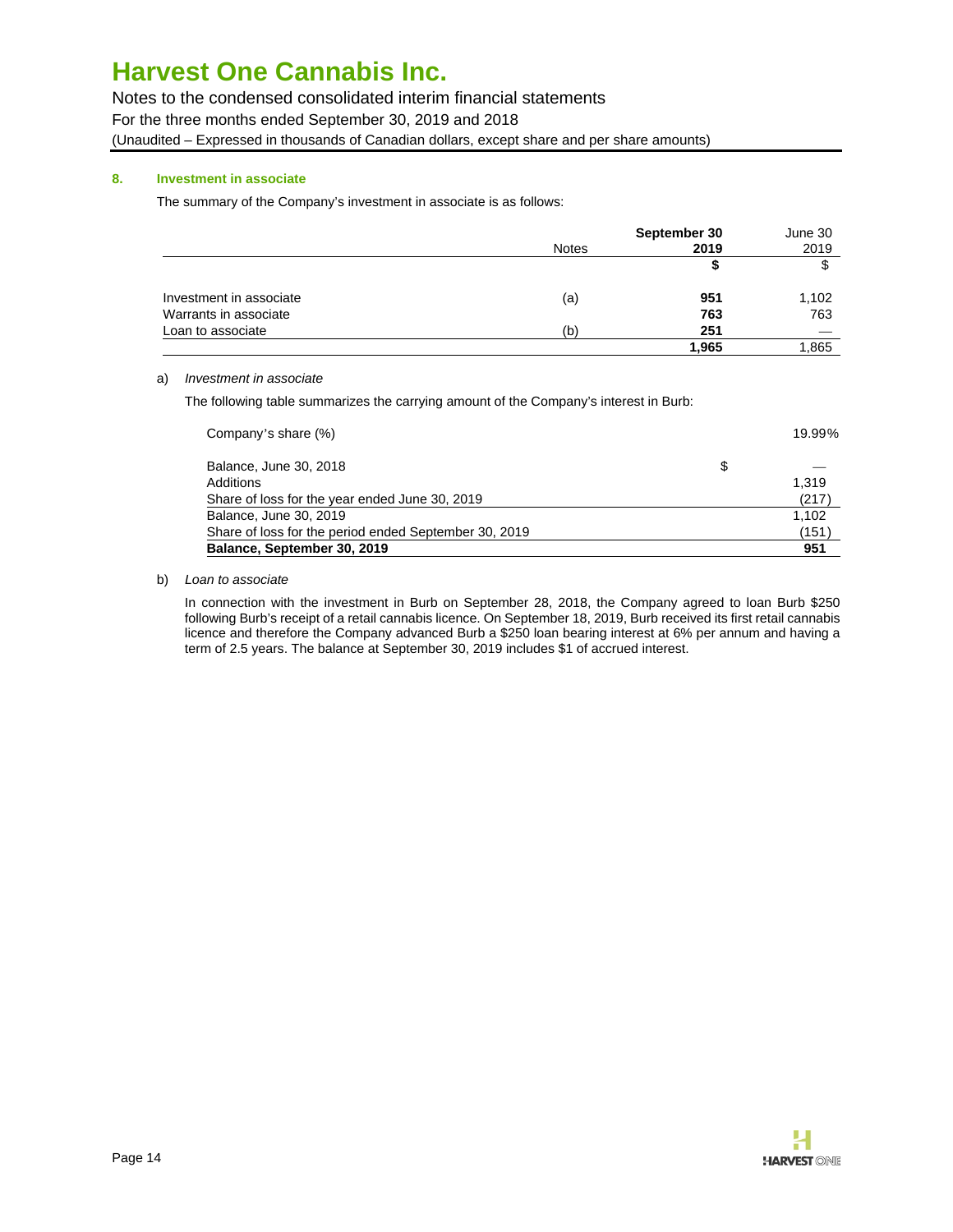### 8. Investment in associate

The summary of the Company's investment in associate is as follows:

| | Notes | September 30 2019 | June 30 2019 |
|---|---|---|---|
| | | **$** | $ |
| Investment in associate | (a) | **951** | 1,102 |
| Warrants in associate | | **763** | 763 |
| Loan to associate | (b) | **251** | — |
| | | **1,965** | 1,865 |

a) *Investment in associate*

The following table summarizes the carrying amount of the Company's interest in Burb:

| | | |
|---|---|---|
| Company's share (%) | | 19.99% |
| Balance, June 30, 2018 | $ | — |
| Additions | | 1,319 |
| Share of loss for the year ended June 30, 2019 | | (217) |
| Balance, June 30, 2019 | | 1,102 |
| Share of loss for the period ended September 30, 2019 | | (151) |
| **Balance, September 30, 2019** | | **951** |

b) *Loan to associate*

In connection with the investment in Burb on September 28, 2018, the Company agreed to loan Burb $250 following Burb's receipt of a retail cannabis licence. On September 18, 2019, Burb received its first retail cannabis licence and therefore the Company advanced Burb a $250 loan bearing interest at 6% per annum and having a term of 2.5 years. The balance at September 30, 2019 includes $1 of accrued interest.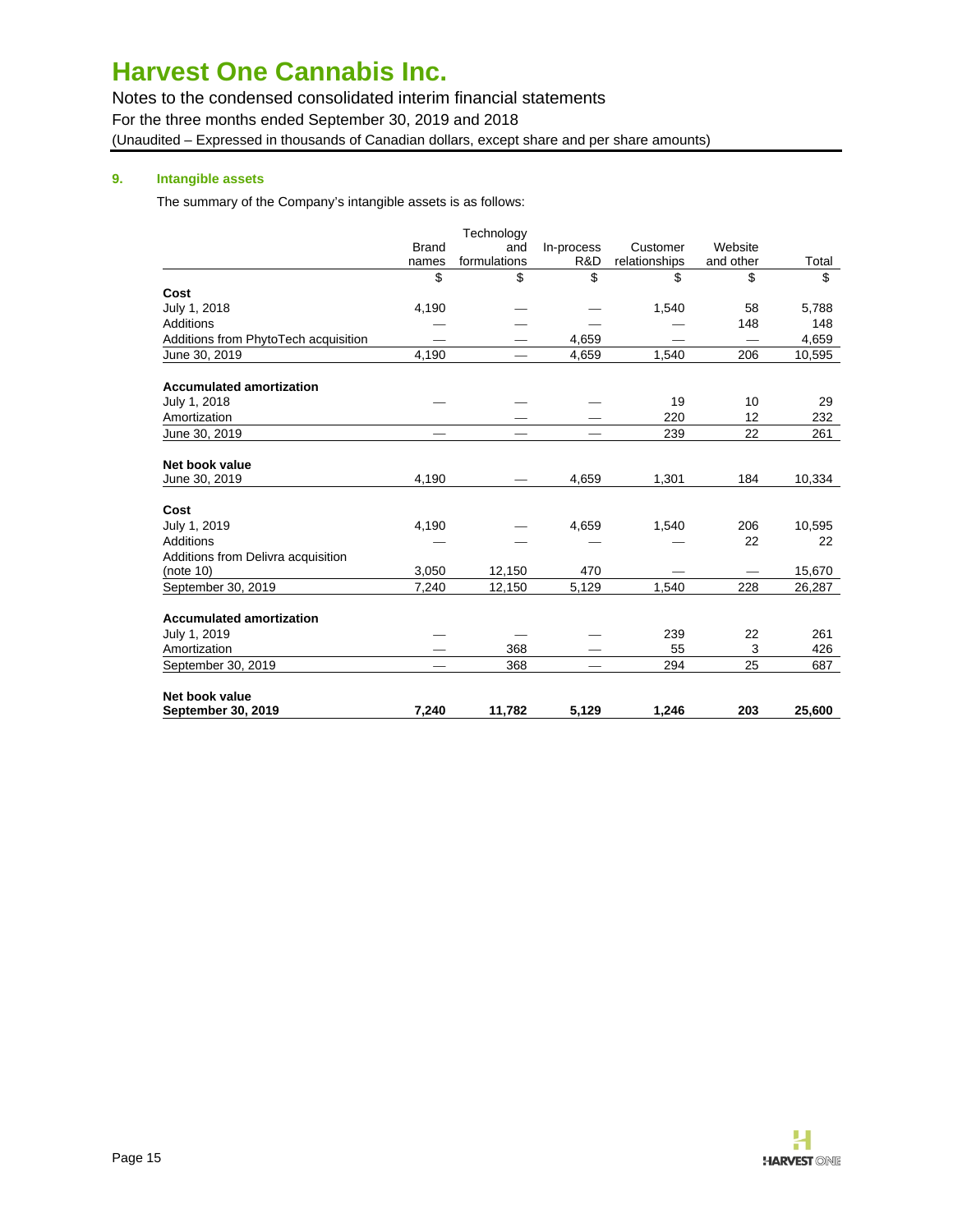## 9. Intangible assets

The summary of the Company's intangible assets is as follows:

| | Brand names | Technology and formulations | In-process R&D | Customer relationships | Website and other | Total |
|---|---|---|---|---|---|---|
| | $ | $ | $ | $ | $ | $ |
| **Cost** | | | | | | |
| July 1, 2018 | 4,190 | — | — | 1,540 | 58 | 5,788 |
| Additions | — | — | — | — | 148 | 148 |
| Additions from PhytoTech acquisition | — | — | 4,659 | — | — | 4,659 |
| June 30, 2019 | 4,190 | — | 4,659 | 1,540 | 206 | 10,595 |
| | | | | | | |
| **Accumulated amortization** | | | | | | |
| July 1, 2018 | — | — | — | 19 | 10 | 29 |
| Amortization | — | — | — | 220 | 12 | 232 |
| June 30, 2019 | — | — | — | 239 | 22 | 261 |
| | | | | | | |
| **Net book value** | | | | | | |
| June 30, 2019 | 4,190 | — | 4,659 | 1,301 | 184 | 10,334 |
| | | | | | | |
| **Cost** | | | | | | |
| July 1, 2019 | 4,190 | — | 4,659 | 1,540 | 206 | 10,595 |
| Additions | — | — | — | — | 22 | 22 |
| Additions from Delivra acquisition (note 10) | 3,050 | 12,150 | 470 | — | — | 15,670 |
| September 30, 2019 | 7,240 | 12,150 | 5,129 | 1,540 | 228 | 26,287 |
| | | | | | | |
| **Accumulated amortization** | | | | | | |
| July 1, 2019 | — | — | — | 239 | 22 | 261 |
| Amortization | — | 368 | — | 55 | 3 | 426 |
| September 30, 2019 | — | 368 | — | 294 | 25 | 687 |
| | | | | | | |
| **Net book value** | | | | | | |
| **September 30, 2019** | **7,240** | **11,782** | **5,129** | **1,246** | **203** | **25,600** |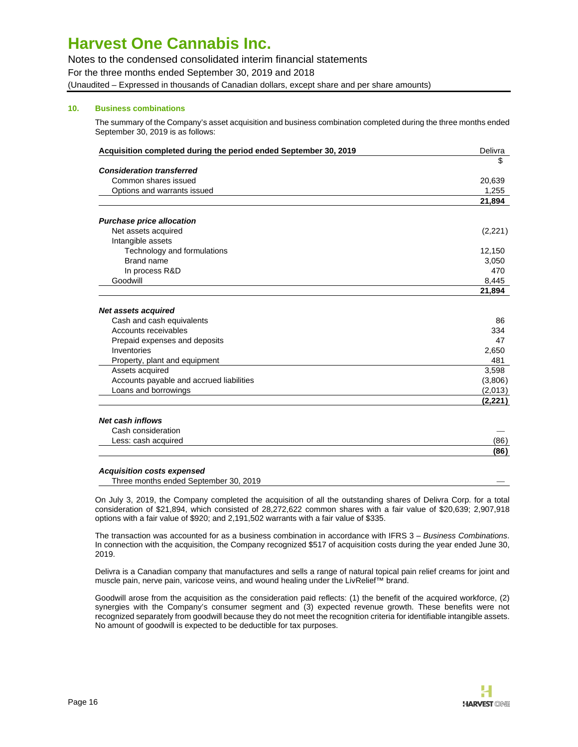## 10. Business combinations

The summary of the Company's asset acquisition and business combination completed during the three months ended September 30, 2019 is as follows:

| Acquisition completed during the period ended September 30, 2019 | Delivra |
|---|---|
| | $ |
| ***Consideration transferred*** | |
| Common shares issued | 20,639 |
| Options and warrants issued | 1,255 |
| | **21,894** |
| ***Purchase price allocation*** | |
| Net assets acquired | (2,221) |
| Intangible assets | |
| Technology and formulations | 12,150 |
| Brand name | 3,050 |
| In process R&D | 470 |
| Goodwill | 8,445 |
| | **21,894** |
| ***Net assets acquired*** | |
| Cash and cash equivalents | 86 |
| Accounts receivables | 334 |
| Prepaid expenses and deposits | 47 |
| Inventories | 2,650 |
| Property, plant and equipment | 481 |
| Assets acquired | 3,598 |
| Accounts payable and accrued liabilities | (3,806) |
| Loans and borrowings | (2,013) |
| | **(2,221)** |
| ***Net cash inflows*** | |
| Cash consideration | — |
| Less: cash acquired | (86) |
| | **(86)** |
| ***Acquisition costs expensed*** | |
| Three months ended September 30, 2019 | — |

On July 3, 2019, the Company completed the acquisition of all the outstanding shares of Delivra Corp. for a total consideration of $21,894, which consisted of 28,272,622 common shares with a fair value of $20,639; 2,907,918 options with a fair value of $920; and 2,191,502 warrants with a fair value of $335.

The transaction was accounted for as a business combination in accordance with IFRS 3 – *Business Combinations*. In connection with the acquisition, the Company recognized $517 of acquisition costs during the year ended June 30, 2019.

Delivra is a Canadian company that manufactures and sells a range of natural topical pain relief creams for joint and muscle pain, nerve pain, varicose veins, and wound healing under the LivRelief™ brand.

Goodwill arose from the acquisition as the consideration paid reflects: (1) the benefit of the acquired workforce, (2) synergies with the Company's consumer segment and (3) expected revenue growth. These benefits were not recognized separately from goodwill because they do not meet the recognition criteria for identifiable intangible assets. No amount of goodwill is expected to be deductible for tax purposes.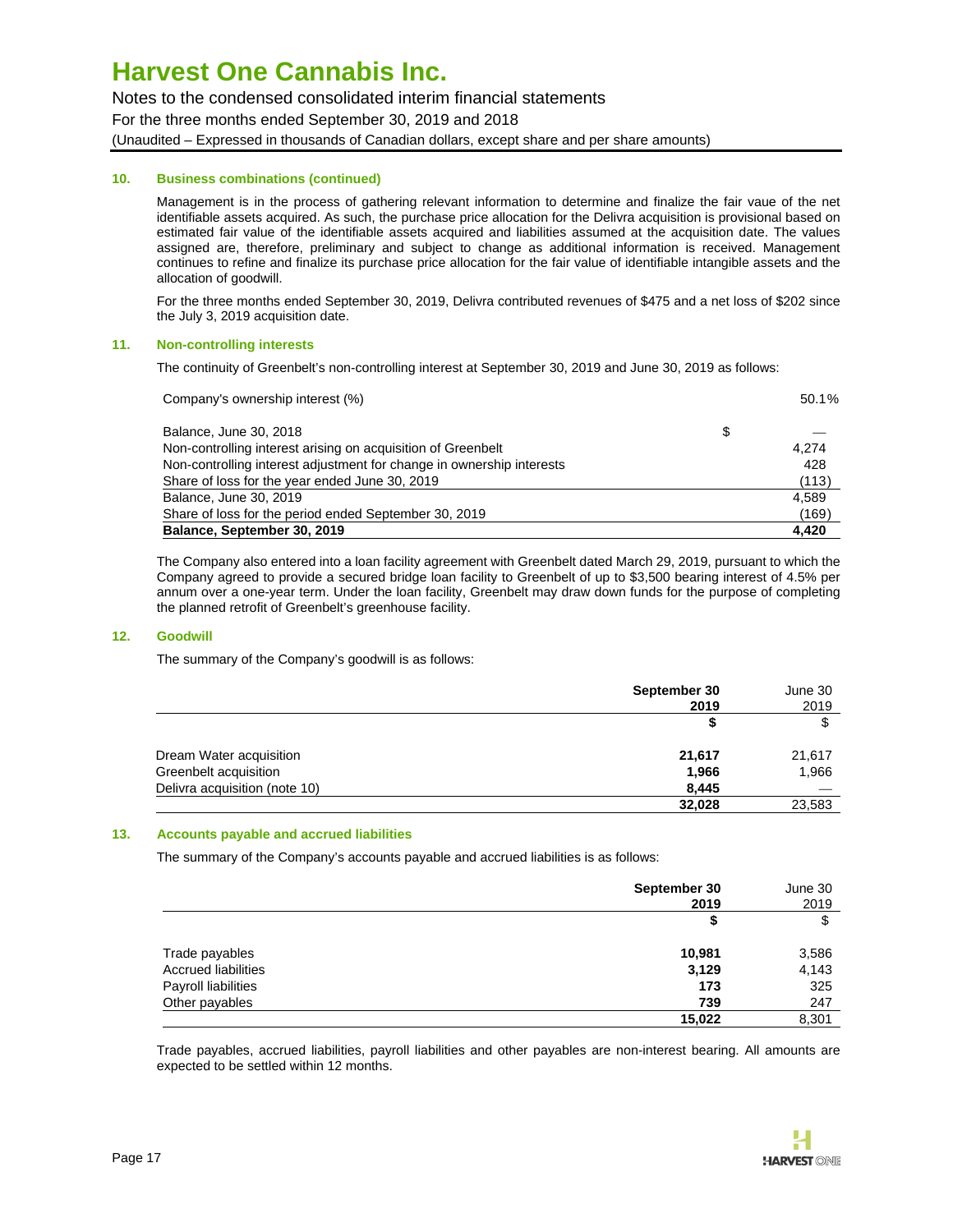# Harvest One Cannabis Inc.

Notes to the condensed consolidated interim financial statements

For the three months ended September 30, 2019 and 2018

(Unaudited – Expressed in thousands of Canadian dollars, except share and per share amounts)

### 10. Business combinations (continued)

Management is in the process of gathering relevant information to determine and finalize the fair vaue of the net identifiable assets acquired. As such, the purchase price allocation for the Delivra acquisition is provisional based on estimated fair value of the identifiable assets acquired and liabilities assumed at the acquisition date. The values assigned are, therefore, preliminary and subject to change as additional information is received. Management continues to refine and finalize its purchase price allocation for the fair value of identifiable intangible assets and the allocation of goodwill.

For the three months ended September 30, 2019, Delivra contributed revenues of $475 and a net loss of $202 since the July 3, 2019 acquisition date.

### 11. Non-controlling interests

The continuity of Greenbelt's non-controlling interest at September 30, 2019 and June 30, 2019 as follows:

| | | |
|---|---|---|
| Company's ownership interest (%) | | 50.1% |
| Balance, June 30, 2018 | $ | — |
| Non-controlling interest arising on acquisition of Greenbelt | | 4,274 |
| Non-controlling interest adjustment for change in ownership interests | | 428 |
| Share of loss for the year ended June 30, 2019 | | (113) |
| Balance, June 30, 2019 | | 4,589 |
| Share of loss for the period ended September 30, 2019 | | (169) |
| **Balance, September 30, 2019** | | **4,420** |

The Company also entered into a loan facility agreement with Greenbelt dated March 29, 2019, pursuant to which the Company agreed to provide a secured bridge loan facility to Greenbelt of up to $3,500 bearing interest of 4.5% per annum over a one-year term. Under the loan facility, Greenbelt may draw down funds for the purpose of completing the planned retrofit of Greenbelt's greenhouse facility.

### 12. Goodwill

The summary of the Company's goodwill is as follows:

| | **September 30 2019** | June 30 2019 |
|---|---|---|
| | **$** | $ |
| Dream Water acquisition | **21,617** | 21,617 |
| Greenbelt acquisition | **1,966** | 1,966 |
| Delivra acquisition (note 10) | **8,445** | — |
| | **32,028** | 23,583 |

### 13. Accounts payable and accrued liabilities

The summary of the Company's accounts payable and accrued liabilities is as follows:

| | **September 30 2019** | June 30 2019 |
|---|---|---|
| | **$** | $ |
| Trade payables | **10,981** | 3,586 |
| Accrued liabilities | **3,129** | 4,143 |
| Payroll liabilities | **173** | 325 |
| Other payables | **739** | 247 |
| | **15,022** | 8,301 |

Trade payables, accrued liabilities, payroll liabilities and other payables are non-interest bearing. All amounts are expected to be settled within 12 months.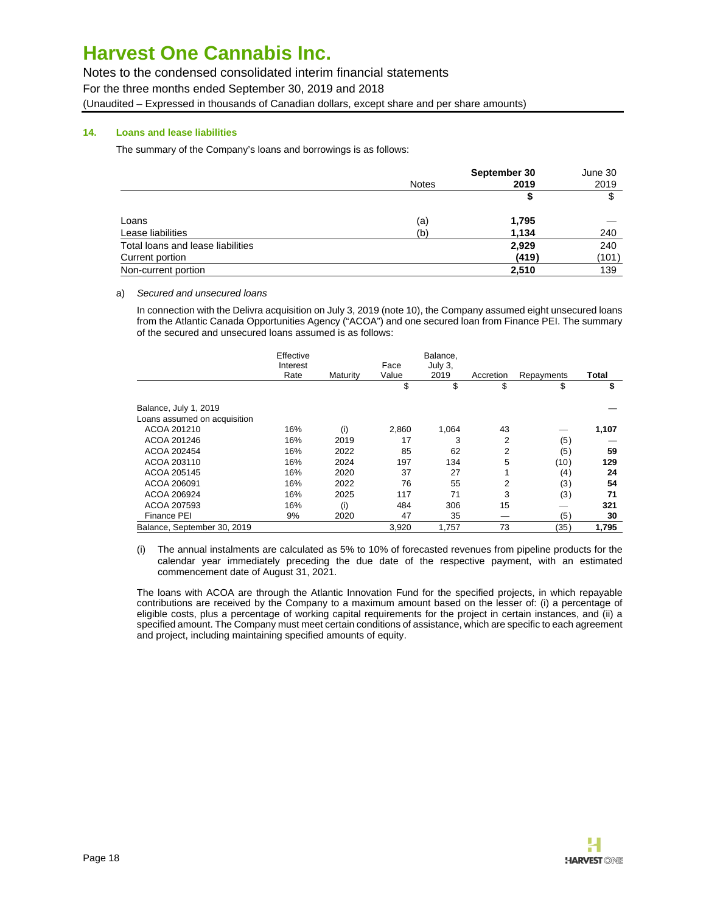### 14. Loans and lease liabilities

The summary of the Company's loans and borrowings is as follows:

| | Notes | **September 30 2019** | June 30 2019 |
|---|---|---|---|
| | | **$** | $ |
| Loans | (a) | **1,795** | — |
| Lease liabilities | (b) | **1,134** | 240 |
| Total loans and lease liabilities | | **2,929** | 240 |
| Current portion | | **(419)** | (101) |
| Non-current portion | | **2,510** | 139 |

a) *Secured and unsecured loans*

In connection with the Delivra acquisition on July 3, 2019 (note 10), the Company assumed eight unsecured loans from the Atlantic Canada Opportunities Agency ("ACOA") and one secured loan from Finance PEI. The summary of the secured and unsecured loans assumed is as follows:

| | Effective Interest Rate | Maturity | Face Value | Balance, July 3, 2019 | Accretion | Repayments | **Total** |
|---|---|---|---|---|---|---|---|
| | | | $ | $ | $ | $ | **$** |
| Balance, July 1, 2019 | | | | | | | — |
| Loans assumed on acquisition | | | | | | | |
| ACOA 201210 | 16% | (i) | 2,860 | 1,064 | 43 | — | **1,107** |
| ACOA 201246 | 16% | 2019 | 17 | 3 | 2 | (5) | — |
| ACOA 202454 | 16% | 2022 | 85 | 62 | 2 | (5) | **59** |
| ACOA 203110 | 16% | 2024 | 197 | 134 | 5 | (10) | **129** |
| ACOA 205145 | 16% | 2020 | 37 | 27 | 1 | (4) | **24** |
| ACOA 206091 | 16% | 2022 | 76 | 55 | 2 | (3) | **54** |
| ACOA 206924 | 16% | 2025 | 117 | 71 | 3 | (3) | **71** |
| ACOA 207593 | 16% | (i) | 484 | 306 | 15 | — | **321** |
| Finance PEI | 9% | 2020 | 47 | 35 | — | (5) | **30** |
| Balance, September 30, 2019 | | | 3,920 | 1,757 | 73 | (35) | **1,795** |

(i) The annual instalments are calculated as 5% to 10% of forecasted revenues from pipeline products for the calendar year immediately preceding the due date of the respective payment, with an estimated commencement date of August 31, 2021.

The loans with ACOA are through the Atlantic Innovation Fund for the specified projects, in which repayable contributions are received by the Company to a maximum amount based on the lesser of: (i) a percentage of eligible costs, plus a percentage of working capital requirements for the project in certain instances, and (ii) a specified amount. The Company must meet certain conditions of assistance, which are specific to each agreement and project, including maintaining specified amounts of equity.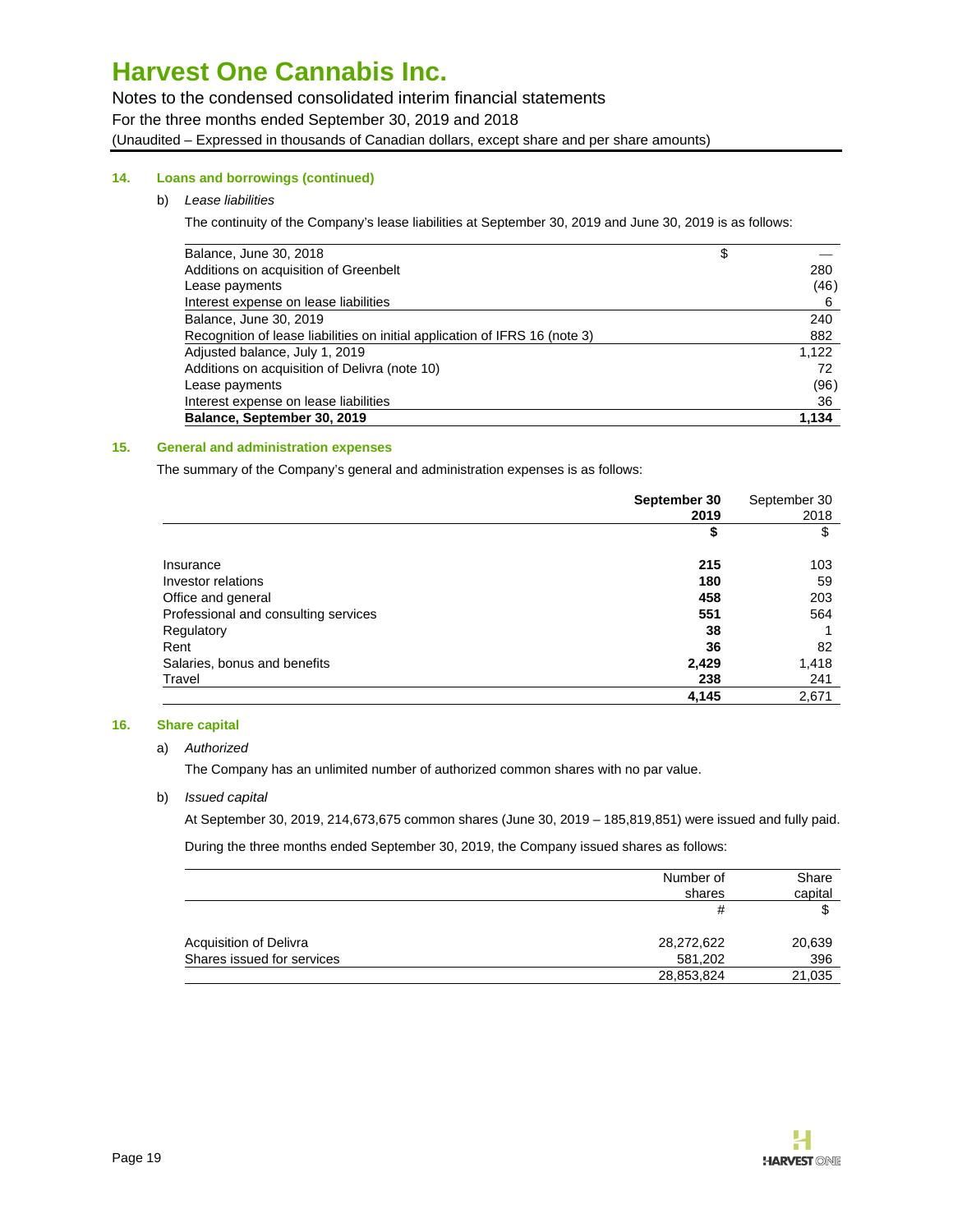# Harvest One Cannabis Inc.

Notes to the condensed consolidated interim financial statements

For the three months ended September 30, 2019 and 2018

(Unaudited – Expressed in thousands of Canadian dollars, except share and per share amounts)

### 14. Loans and borrowings (continued)

b) *Lease liabilities*

The continuity of the Company's lease liabilities at September 30, 2019 and June 30, 2019 is as follows:

| | |
|---|---|
| Balance, June 30, 2018 | $ — |
| Additions on acquisition of Greenbelt | 280 |
| Lease payments | (46) |
| Interest expense on lease liabilities | 6 |
| Balance, June 30, 2019 | 240 |
| Recognition of lease liabilities on initial application of IFRS 16 (note 3) | 882 |
| Adjusted balance, July 1, 2019 | 1,122 |
| Additions on acquisition of Delivra (note 10) | 72 |
| Lease payments | (96) |
| Interest expense on lease liabilities | 36 |
| **Balance, September 30, 2019** | **1,134** |

### 15. General and administration expenses

The summary of the Company's general and administration expenses is as follows:

| | **September 30 2019** | September 30 2018 |
|---|---|---|
| | **$** | $ |
| Insurance | **215** | 103 |
| Investor relations | **180** | 59 |
| Office and general | **458** | 203 |
| Professional and consulting services | **551** | 564 |
| Regulatory | **38** | 1 |
| Rent | **36** | 82 |
| Salaries, bonus and benefits | **2,429** | 1,418 |
| Travel | **238** | 241 |
| | **4,145** | 2,671 |

### 16. Share capital

a) *Authorized*

The Company has an unlimited number of authorized common shares with no par value.

b) *Issued capital*

At September 30, 2019, 214,673,675 common shares (June 30, 2019 – 185,819,851) were issued and fully paid.

During the three months ended September 30, 2019, the Company issued shares as follows:

| | Number of shares | Share capital |
|---|---|---|
| | # | $ |
| Acquisition of Delivra | 28,272,622 | 20,639 |
| Shares issued for services | 581,202 | 396 |
| | 28,853,824 | 21,035 |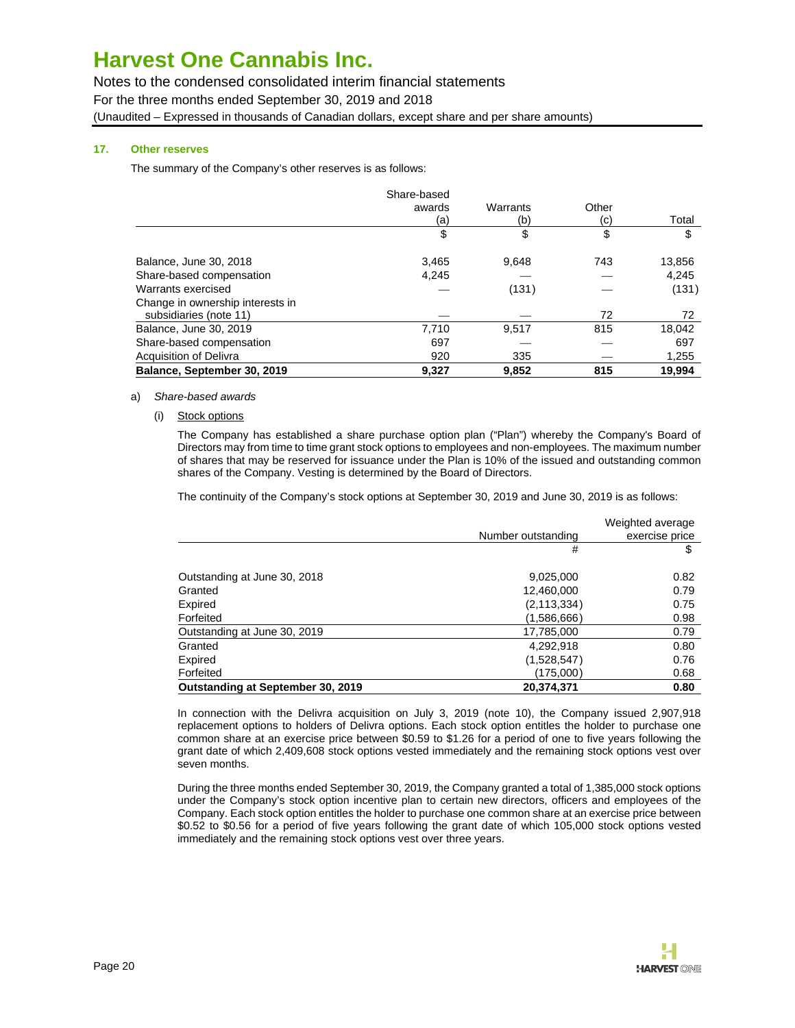## 17. Other reserves

The summary of the Company's other reserves is as follows:

| | Share-based awards (a) | Warrants (b) | Other (c) | Total |
|---|---|---|---|---|
| | $ | $ | $ | $ |
| Balance, June 30, 2018 | 3,465 | 9,648 | 743 | 13,856 |
| Share-based compensation | 4,245 | — | — | 4,245 |
| Warrants exercised | — | (131) | — | (131) |
| Change in ownership interests in subsidiaries (note 11) | — | — | 72 | 72 |
| Balance, June 30, 2019 | 7,710 | 9,517 | 815 | 18,042 |
| Share-based compensation | 697 | — | — | 697 |
| Acquisition of Delivra | 920 | 335 | — | 1,255 |
| **Balance, September 30, 2019** | **9,327** | **9,852** | **815** | **19,994** |

a) *Share-based awards*

(i) Stock options

The Company has established a share purchase option plan ("Plan") whereby the Company's Board of Directors may from time to time grant stock options to employees and non-employees. The maximum number of shares that may be reserved for issuance under the Plan is 10% of the issued and outstanding common shares of the Company. Vesting is determined by the Board of Directors.

The continuity of the Company's stock options at September 30, 2019 and June 30, 2019 is as follows:

| | Number outstanding | Weighted average exercise price |
|---|---|---|
| | # | $ |
| Outstanding at June 30, 2018 | 9,025,000 | 0.82 |
| Granted | 12,460,000 | 0.79 |
| Expired | (2,113,334) | 0.75 |
| Forfeited | (1,586,666) | 0.98 |
| Outstanding at June 30, 2019 | 17,785,000 | 0.79 |
| Granted | 4,292,918 | 0.80 |
| Expired | (1,528,547) | 0.76 |
| Forfeited | (175,000) | 0.68 |
| **Outstanding at September 30, 2019** | **20,374,371** | **0.80** |

In connection with the Delivra acquisition on July 3, 2019 (note 10), the Company issued 2,907,918 replacement options to holders of Delivra options. Each stock option entitles the holder to purchase one common share at an exercise price between $0.59 to $1.26 for a period of one to five years following the grant date of which 2,409,608 stock options vested immediately and the remaining stock options vest over seven months.

During the three months ended September 30, 2019, the Company granted a total of 1,385,000 stock options under the Company's stock option incentive plan to certain new directors, officers and employees of the Company. Each stock option entitles the holder to purchase one common share at an exercise price between $0.52 to $0.56 for a period of five years following the grant date of which 105,000 stock options vested immediately and the remaining stock options vest over three years.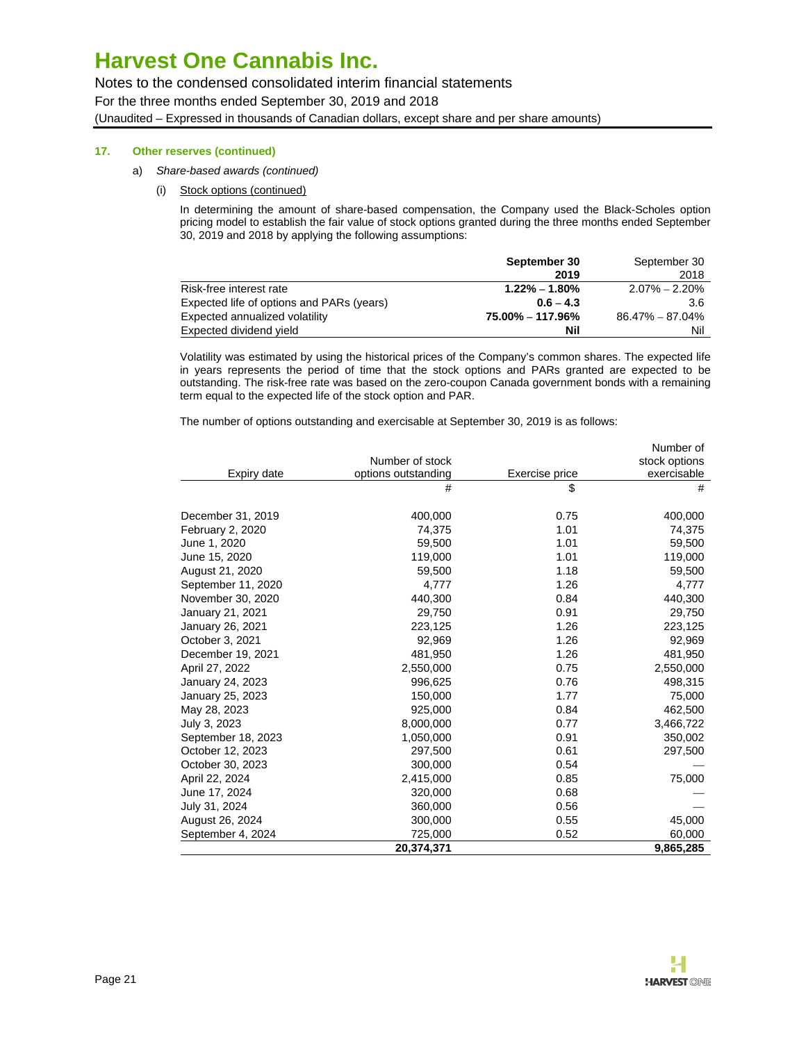### 17. Other reserves (continued)

a) *Share-based awards (continued)*

(i) Stock options (continued)

In determining the amount of share-based compensation, the Company used the Black-Scholes option pricing model to establish the fair value of stock options granted during the three months ended September 30, 2019 and 2018 by applying the following assumptions:

| | **September 30 2019** | September 30 2018 |
|---|---|---|
| Risk-free interest rate | **1.22% – 1.80%** | 2.07% – 2.20% |
| Expected life of options and PARs (years) | **0.6 – 4.3** | 3.6 |
| Expected annualized volatility | **75.00% – 117.96%** | 86.47% – 87.04% |
| Expected dividend yield | **Nil** | Nil |

Volatility was estimated by using the historical prices of the Company's common shares. The expected life in years represents the period of time that the stock options and PARs granted are expected to be outstanding. The risk-free rate was based on the zero-coupon Canada government bonds with a remaining term equal to the expected life of the stock option and PAR.

The number of options outstanding and exercisable at September 30, 2019 is as follows:

| Expiry date | Number of stock options outstanding | Exercise price | Number of stock options exercisable |
|---|---|---|---|
| | # | $ | # |
| December 31, 2019 | 400,000 | 0.75 | 400,000 |
| February 2, 2020 | 74,375 | 1.01 | 74,375 |
| June 1, 2020 | 59,500 | 1.01 | 59,500 |
| June 15, 2020 | 119,000 | 1.01 | 119,000 |
| August 21, 2020 | 59,500 | 1.18 | 59,500 |
| September 11, 2020 | 4,777 | 1.26 | 4,777 |
| November 30, 2020 | 440,300 | 0.84 | 440,300 |
| January 21, 2021 | 29,750 | 0.91 | 29,750 |
| January 26, 2021 | 223,125 | 1.26 | 223,125 |
| October 3, 2021 | 92,969 | 1.26 | 92,969 |
| December 19, 2021 | 481,950 | 1.26 | 481,950 |
| April 27, 2022 | 2,550,000 | 0.75 | 2,550,000 |
| January 24, 2023 | 996,625 | 0.76 | 498,315 |
| January 25, 2023 | 150,000 | 1.77 | 75,000 |
| May 28, 2023 | 925,000 | 0.84 | 462,500 |
| July 3, 2023 | 8,000,000 | 0.77 | 3,466,722 |
| September 18, 2023 | 1,050,000 | 0.91 | 350,002 |
| October 12, 2023 | 297,500 | 0.61 | 297,500 |
| October 30, 2023 | 300,000 | 0.54 | — |
| April 22, 2024 | 2,415,000 | 0.85 | 75,000 |
| June 17, 2024 | 320,000 | 0.68 | — |
| July 31, 2024 | 360,000 | 0.56 | — |
| August 26, 2024 | 300,000 | 0.55 | 45,000 |
| September 4, 2024 | 725,000 | 0.52 | 60,000 |
| | **20,374,371** | | **9,865,285** |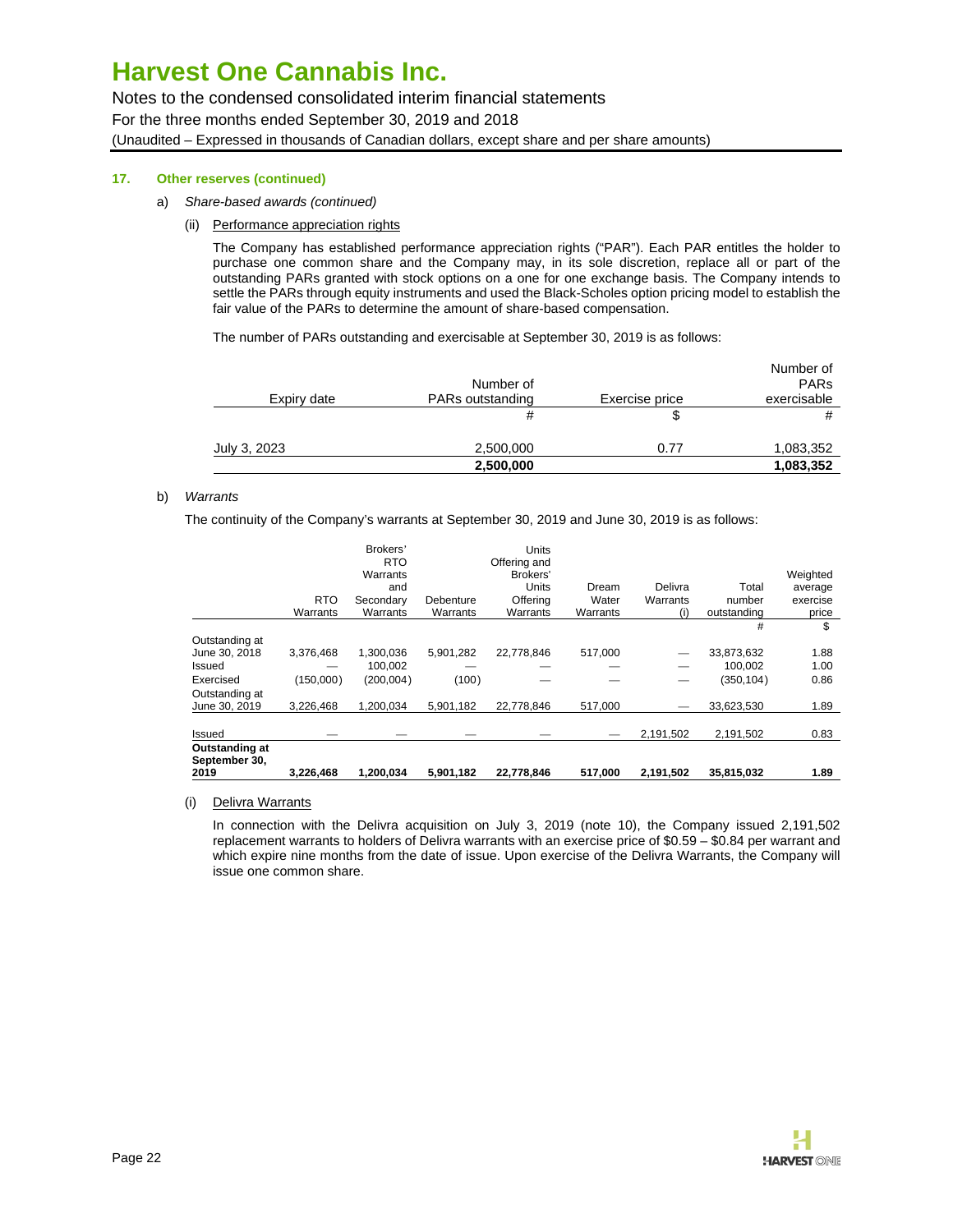### 17. Other reserves (continued)

a) *Share-based awards (continued)*

(ii) Performance appreciation rights

The Company has established performance appreciation rights ("PAR"). Each PAR entitles the holder to purchase one common share and the Company may, in its sole discretion, replace all or part of the outstanding PARs granted with stock options on a one for one exchange basis. The Company intends to settle the PARs through equity instruments and used the Black-Scholes option pricing model to establish the fair value of the PARs to determine the amount of share-based compensation.

The number of PARs outstanding and exercisable at September 30, 2019 is as follows:

| Expiry date | Number of PARs outstanding | Exercise price | Number of PARs exercisable |
|---|---|---|---|
| | # | $ | # |
| July 3, 2023 | 2,500,000 | 0.77 | 1,083,352 |
| | **2,500,000** | | **1,083,352** |

b) *Warrants*

The continuity of the Company's warrants at September 30, 2019 and June 30, 2019 is as follows:

| | RTO Warrants | Brokers' RTO Warrants and Secondary Warrants | Debenture Warrants | Units Offering and Brokers' Units Offering Warrants | Dream Water Warrants | Delivra Warrants (i) | Total number outstanding | Weighted average exercise price |
|---|---|---|---|---|---|---|---|---|
| | | | | | | | # | $ |
| Outstanding at June 30, 2018 | 3,376,468 | 1,300,036 | 5,901,282 | 22,778,846 | 517,000 | — | 33,873,632 | 1.88 |
| Issued | — | 100,002 | — | — | — | — | 100,002 | 1.00 |
| Exercised | (150,000) | (200,004) | (100) | — | — | — | (350,104) | 0.86 |
| Outstanding at June 30, 2019 | 3,226,468 | 1,200,034 | 5,901,182 | 22,778,846 | 517,000 | — | 33,623,530 | 1.89 |
| Issued | — | — | — | — | — | 2,191,502 | 2,191,502 | 0.83 |
| **Outstanding at September 30, 2019** | **3,226,468** | **1,200,034** | **5,901,182** | **22,778,846** | **517,000** | **2,191,502** | **35,815,032** | **1.89** |

(i) Delivra Warrants

In connection with the Delivra acquisition on July 3, 2019 (note 10), the Company issued 2,191,502 replacement warrants to holders of Delivra warrants with an exercise price of $0.59 – $0.84 per warrant and which expire nine months from the date of issue. Upon exercise of the Delivra Warrants, the Company will issue one common share.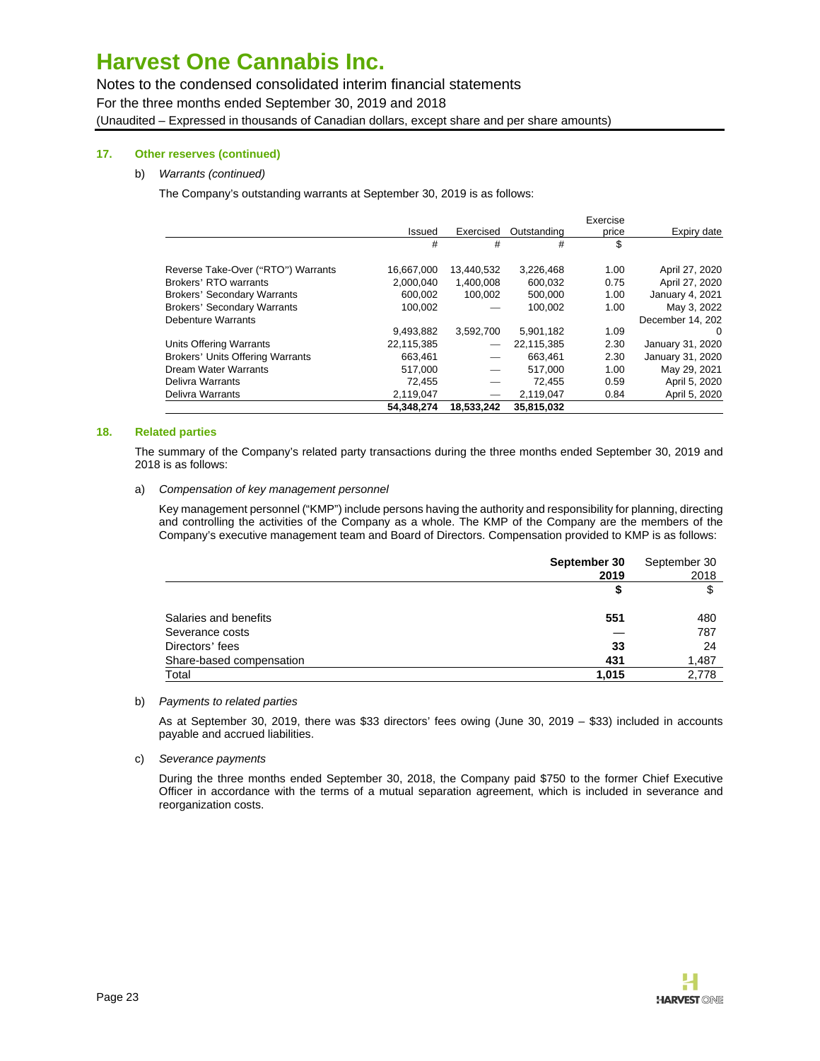## 17. Other reserves (continued)

b) *Warrants (continued)*

The Company's outstanding warrants at September 30, 2019 is as follows:

| | Issued | Exercised | Outstanding | Exercise price | Expiry date |
|---|---|---|---|---|---|
| | # | # | # | $ | |
| Reverse Take-Over ("RTO") Warrants | 16,667,000 | 13,440,532 | 3,226,468 | 1.00 | April 27, 2020 |
| Brokers' RTO warrants | 2,000,040 | 1,400,008 | 600,032 | 0.75 | April 27, 2020 |
| Brokers' Secondary Warrants | 600,002 | 100,002 | 500,000 | 1.00 | January 4, 2021 |
| Brokers' Secondary Warrants | 100,002 | — | 100,002 | 1.00 | May 3, 2022 |
| Debenture Warrants | 9,493,882 | 3,592,700 | 5,901,182 | 1.09 | December 14, 2020 |
| Units Offering Warrants | 22,115,385 | — | 22,115,385 | 2.30 | January 31, 2020 |
| Brokers' Units Offering Warrants | 663,461 | — | 663,461 | 2.30 | January 31, 2020 |
| Dream Water Warrants | 517,000 | — | 517,000 | 1.00 | May 29, 2021 |
| Delivra Warrants | 72,455 | — | 72,455 | 0.59 | April 5, 2020 |
| Delivra Warrants | 2,119,047 | — | 2,119,047 | 0.84 | April 5, 2020 |
| | **54,348,274** | **18,533,242** | **35,815,032** | | |

## 18. Related parties

The summary of the Company's related party transactions during the three months ended September 30, 2019 and 2018 is as follows:

a) *Compensation of key management personnel*

Key management personnel ("KMP") include persons having the authority and responsibility for planning, directing and controlling the activities of the Company as a whole. The KMP of the Company are the members of the Company's executive management team and Board of Directors. Compensation provided to KMP is as follows:

| | **September 30 2019** | September 30 2018 |
|---|---|---|
| | **$** | $ |
| Salaries and benefits | **551** | 480 |
| Severance costs | — | 787 |
| Directors' fees | **33** | 24 |
| Share-based compensation | **431** | 1,487 |
| Total | **1,015** | 2,778 |

b) *Payments to related parties*

As at September 30, 2019, there was $33 directors' fees owing (June 30, 2019 – $33) included in accounts payable and accrued liabilities.

c) *Severance payments*

During the three months ended September 30, 2018, the Company paid $750 to the former Chief Executive Officer in accordance with the terms of a mutual separation agreement, which is included in severance and reorganization costs.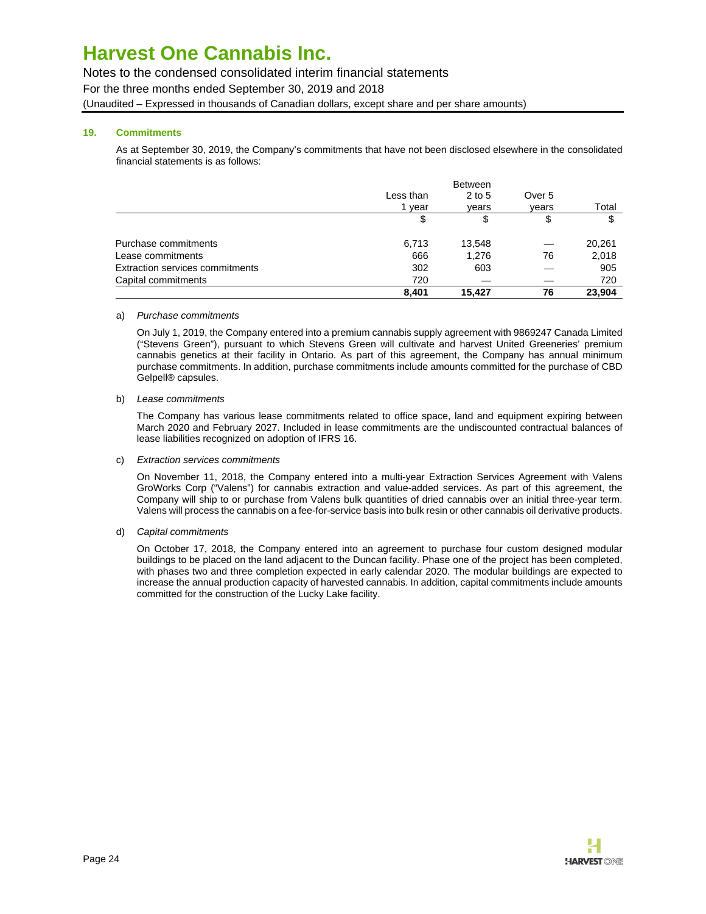## 19. Commitments

As at September 30, 2019, the Company's commitments that have not been disclosed elsewhere in the consolidated financial statements is as follows:

| | Less than 1 year | Between 2 to 5 years | Over 5 years | Total |
|---|---|---|---|---|
| | $ | $ | $ | $ |
| Purchase commitments | 6,713 | 13,548 | — | 20,261 |
| Lease commitments | 666 | 1,276 | 76 | 2,018 |
| Extraction services commitments | 302 | 603 | — | 905 |
| Capital commitments | 720 | — | — | 720 |
| | **8,401** | **15,427** | **76** | **23,904** |

a) *Purchase commitments*

On July 1, 2019, the Company entered into a premium cannabis supply agreement with 9869247 Canada Limited ("Stevens Green"), pursuant to which Stevens Green will cultivate and harvest United Greeneries' premium cannabis genetics at their facility in Ontario. As part of this agreement, the Company has annual minimum purchase commitments. In addition, purchase commitments include amounts committed for the purchase of CBD Gelpell® capsules.

b) *Lease commitments*

The Company has various lease commitments related to office space, land and equipment expiring between March 2020 and February 2027. Included in lease commitments are the undiscounted contractual balances of lease liabilities recognized on adoption of IFRS 16.

c) *Extraction services commitments*

On November 11, 2018, the Company entered into a multi-year Extraction Services Agreement with Valens GroWorks Corp ("Valens") for cannabis extraction and value-added services. As part of this agreement, the Company will ship to or purchase from Valens bulk quantities of dried cannabis over an initial three-year term. Valens will process the cannabis on a fee-for-service basis into bulk resin or other cannabis oil derivative products.

d) *Capital commitments*

On October 17, 2018, the Company entered into an agreement to purchase four custom designed modular buildings to be placed on the land adjacent to the Duncan facility. Phase one of the project has been completed, with phases two and three completion expected in early calendar 2020. The modular buildings are expected to increase the annual production capacity of harvested cannabis. In addition, capital commitments include amounts committed for the construction of the Lucky Lake facility.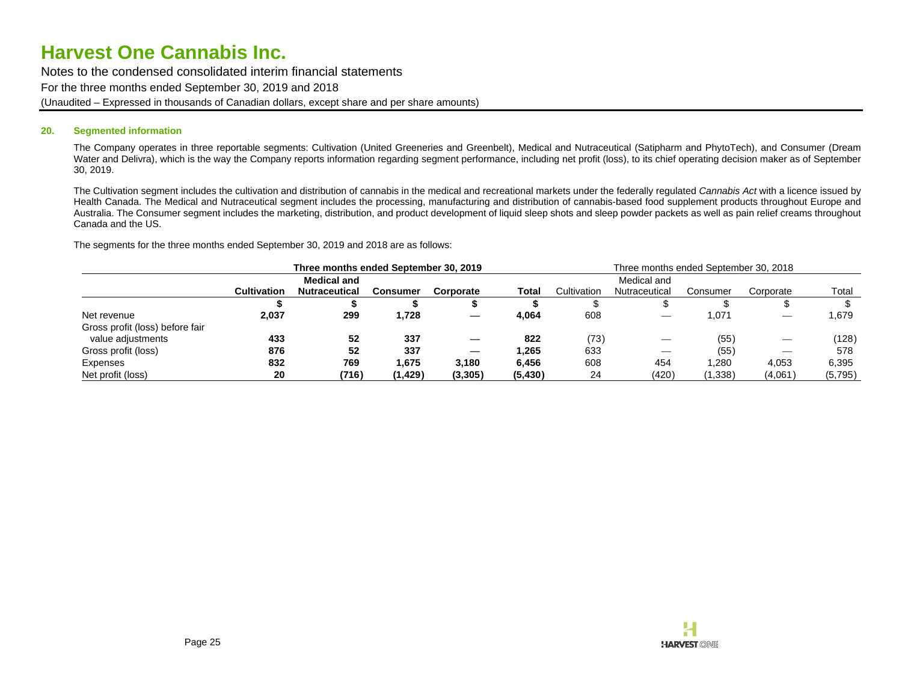## 20. Segmented information

The Company operates in three reportable segments: Cultivation (United Greeneries and Greenbelt), Medical and Nutraceutical (Satipharm and PhytoTech), and Consumer (Dream Water and Delivra), which is the way the Company reports information regarding segment performance, including net profit (loss), to its chief operating decision maker as of September 30, 2019.

The Cultivation segment includes the cultivation and distribution of cannabis in the medical and recreational markets under the federally regulated *Cannabis Act* with a licence issued by Health Canada. The Medical and Nutraceutical segment includes the processing, manufacturing and distribution of cannabis-based food supplement products throughout Europe and Australia. The Consumer segment includes the marketing, distribution, and product development of liquid sleep shots and sleep powder packets as well as pain relief creams throughout Canada and the US.

The segments for the three months ended September 30, 2019 and 2018 are as follows:

| | **Three months ended September 30, 2019** | | | | | Three months ended September 30, 2018 | | | | |
|---|---|---|---|---|---|---|---|---|---|---|
| | **Cultivation** | **Medical and Nutraceutical** | **Consumer** | **Corporate** | **Total** | Cultivation | Medical and Nutraceutical | Consumer | Corporate | Total |
| | **$** | **$** | **$** | **$** | **$** | $ | $ | $ | $ | $ |
| Net revenue | **2,037** | **299** | **1,728** | **—** | **4,064** | 608 | — | 1,071 | — | 1,679 |
| Gross profit (loss) before fair value adjustments | **433** | **52** | **337** | **—** | **822** | (73) | — | (55) | — | (128) |
| Gross profit (loss) | **876** | **52** | **337** | **—** | **1,265** | 633 | — | (55) | — | 578 |
| Expenses | **832** | **769** | **1,675** | **3,180** | **6,456** | 608 | 454 | 1,280 | 4,053 | 6,395 |
| Net profit (loss) | **20** | **(716)** | **(1,429)** | **(3,305)** | **(5,430)** | 24 | (420) | (1,338) | (4,061) | (5,795) |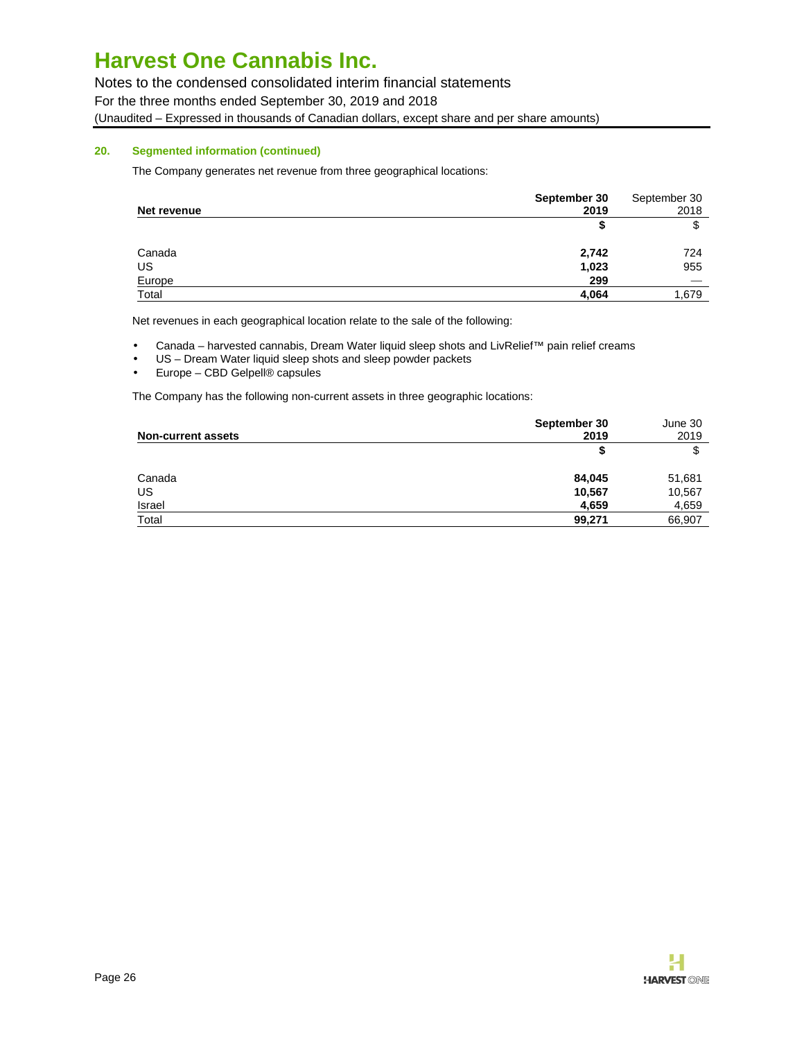## 20. Segmented information (continued)

The Company generates net revenue from three geographical locations:

| Net revenue | September 30 2019 | September 30 2018 |
|---|---|---|
| | $ | $ |
| Canada | 2,742 | 724 |
| US | 1,023 | 955 |
| Europe | 299 | — |
| Total | 4,064 | 1,679 |

Net revenues in each geographical location relate to the sale of the following:

- Canada – harvested cannabis, Dream Water liquid sleep shots and LivRelief™ pain relief creams
- US – Dream Water liquid sleep shots and sleep powder packets
- Europe – CBD Gelpell® capsules

The Company has the following non-current assets in three geographic locations:

| Non-current assets | September 30 2019 | June 30 2019 |
|---|---|---|
| | $ | $ |
| Canada | 84,045 | 51,681 |
| US | 10,567 | 10,567 |
| Israel | 4,659 | 4,659 |
| Total | 99,271 | 66,907 |